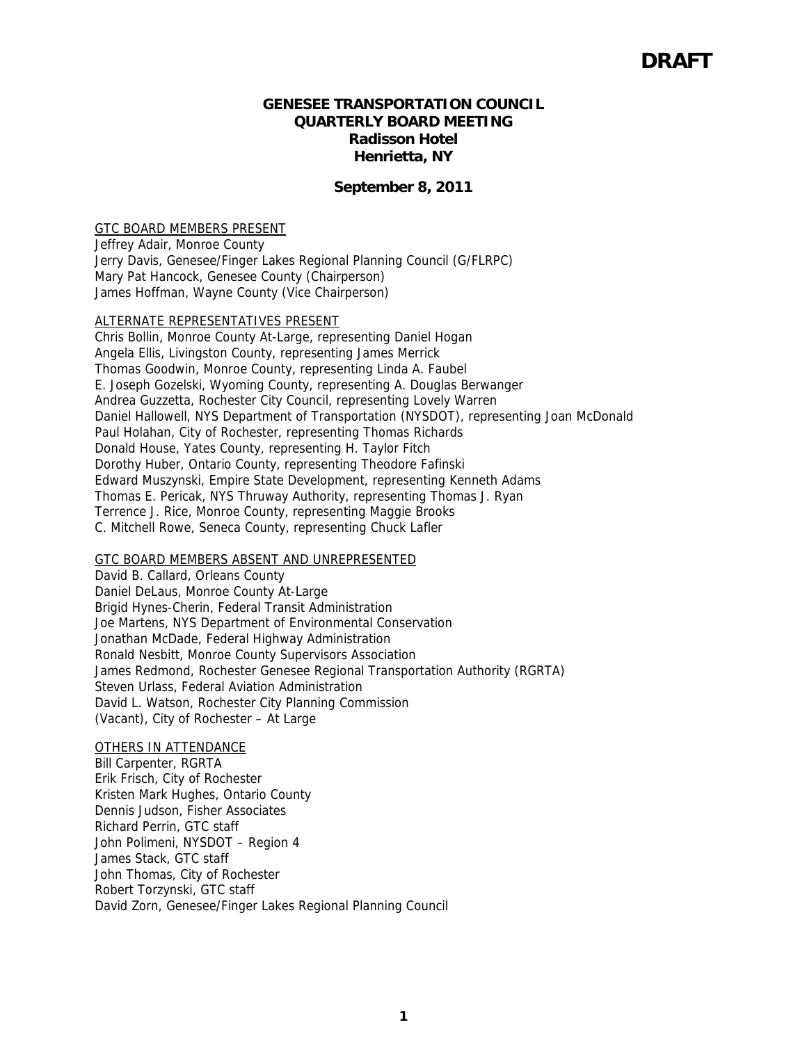# DRAFT

## GENESEE TRANSPORTATION COUNCIL
## QUARTERLY BOARD MEETING
## Radisson Hotel
## Henrietta, NY

**September 8, 2011**

GTC BOARD MEMBERS PRESENT

Jeffrey Adair, Monroe County
Jerry Davis, Genesee/Finger Lakes Regional Planning Council (G/FLRPC)
Mary Pat Hancock, Genesee County (Chairperson)
James Hoffman, Wayne County (Vice Chairperson)

ALTERNATE REPRESENTATIVES PRESENT

Chris Bollin, Monroe County At-Large, representing Daniel Hogan
Angela Ellis, Livingston County, representing James Merrick
Thomas Goodwin, Monroe County, representing Linda A. Faubel
E. Joseph Gozelski, Wyoming County, representing A. Douglas Berwanger
Andrea Guzzetta, Rochester City Council, representing Lovely Warren
Daniel Hallowell, NYS Department of Transportation (NYSDOT), representing Joan McDonald
Paul Holahan, City of Rochester, representing Thomas Richards
Donald House, Yates County, representing H. Taylor Fitch
Dorothy Huber, Ontario County, representing Theodore Fafinski
Edward Muszynski, Empire State Development, representing Kenneth Adams
Thomas E. Pericak, NYS Thruway Authority, representing Thomas J. Ryan
Terrence J. Rice, Monroe County, representing Maggie Brooks
C. Mitchell Rowe, Seneca County, representing Chuck Lafler

GTC BOARD MEMBERS ABSENT AND UNREPRESENTED

David B. Callard, Orleans County
Daniel DeLaus, Monroe County At-Large
Brigid Hynes-Cherin, Federal Transit Administration
Joe Martens, NYS Department of Environmental Conservation
Jonathan McDade, Federal Highway Administration
Ronald Nesbitt, Monroe County Supervisors Association
James Redmond, Rochester Genesee Regional Transportation Authority (RGRTA)
Steven Urlass, Federal Aviation Administration
David L. Watson, Rochester City Planning Commission
(Vacant), City of Rochester – At Large

OTHERS IN ATTENDANCE

Bill Carpenter, RGRTA
Erik Frisch, City of Rochester
Kristen Mark Hughes, Ontario County
Dennis Judson, Fisher Associates
Richard Perrin, GTC staff
John Polimeni, NYSDOT – Region 4
James Stack, GTC staff
John Thomas, City of Rochester
Robert Torzynski, GTC staff
David Zorn, Genesee/Finger Lakes Regional Planning Council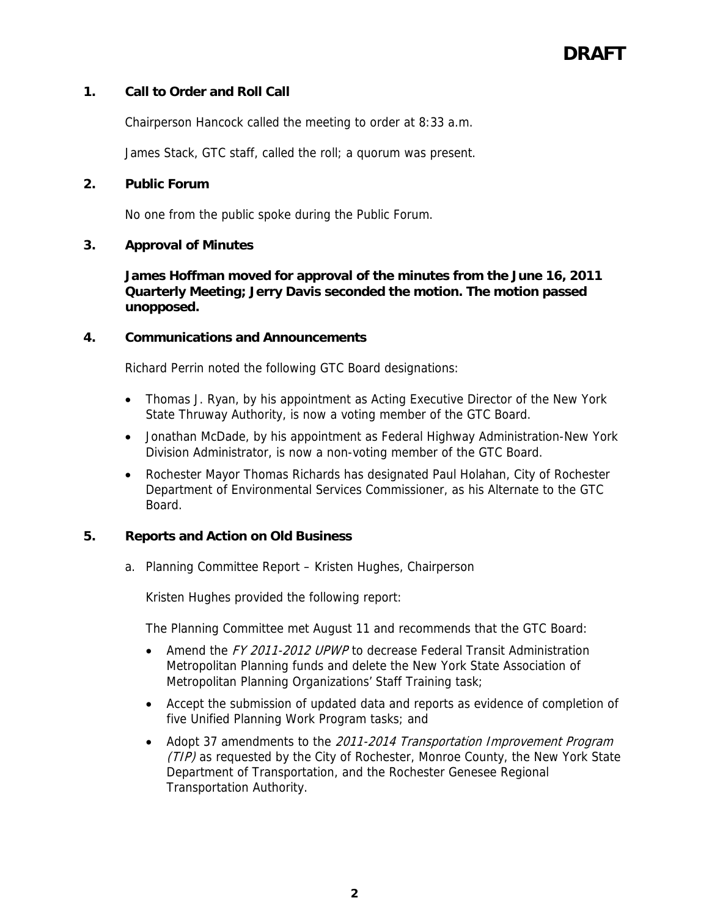**DRAFT**

## 1. Call to Order and Roll Call

Chairperson Hancock called the meeting to order at 8:33 a.m.

James Stack, GTC staff, called the roll; a quorum was present.

## 2. Public Forum

No one from the public spoke during the Public Forum.

## 3. Approval of Minutes

**James Hoffman moved for approval of the minutes from the June 16, 2011 Quarterly Meeting; Jerry Davis seconded the motion. The motion passed unopposed.**

## 4. Communications and Announcements

Richard Perrin noted the following GTC Board designations:

- Thomas J. Ryan, by his appointment as Acting Executive Director of the New York State Thruway Authority, is now a voting member of the GTC Board.
- Jonathan McDade, by his appointment as Federal Highway Administration-New York Division Administrator, is now a non-voting member of the GTC Board.
- Rochester Mayor Thomas Richards has designated Paul Holahan, City of Rochester Department of Environmental Services Commissioner, as his Alternate to the GTC Board.

## 5. Reports and Action on Old Business

a. Planning Committee Report – Kristen Hughes, Chairperson

Kristen Hughes provided the following report:

The Planning Committee met August 11 and recommends that the GTC Board:

- Amend the *FY 2011-2012 UPWP* to decrease Federal Transit Administration Metropolitan Planning funds and delete the New York State Association of Metropolitan Planning Organizations' Staff Training task;
- Accept the submission of updated data and reports as evidence of completion of five Unified Planning Work Program tasks; and
- Adopt 37 amendments to the *2011-2014 Transportation Improvement Program (TIP)* as requested by the City of Rochester, Monroe County, the New York State Department of Transportation, and the Rochester Genesee Regional Transportation Authority.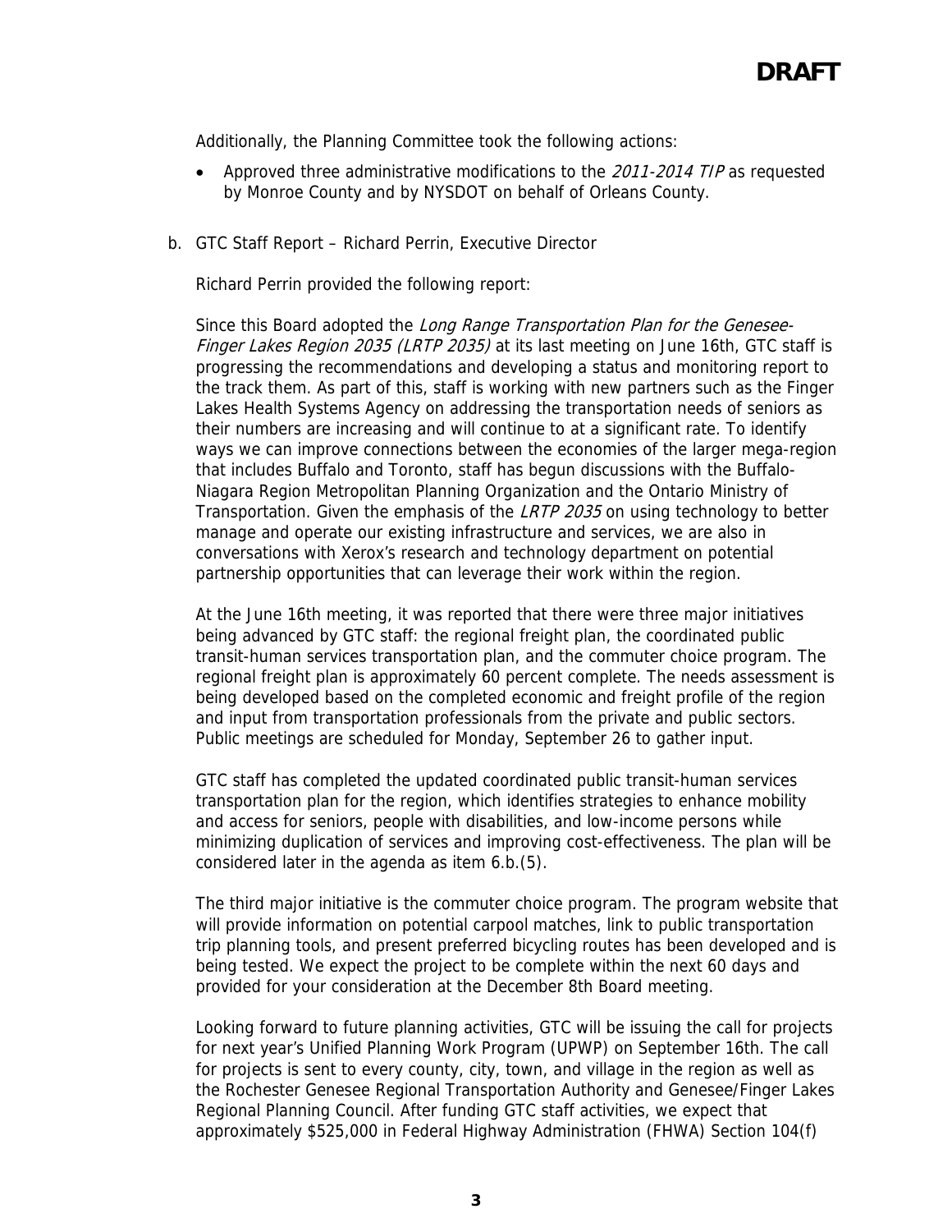Additionally, the Planning Committee took the following actions:

- Approved three administrative modifications to the *2011-2014 TIP* as requested by Monroe County and by NYSDOT on behalf of Orleans County.

b. GTC Staff Report – Richard Perrin, Executive Director

Richard Perrin provided the following report:

Since this Board adopted the *Long Range Transportation Plan for the Genesee-Finger Lakes Region 2035 (LRTP 2035)* at its last meeting on June 16th, GTC staff is progressing the recommendations and developing a status and monitoring report to the track them. As part of this, staff is working with new partners such as the Finger Lakes Health Systems Agency on addressing the transportation needs of seniors as their numbers are increasing and will continue to at a significant rate. To identify ways we can improve connections between the economies of the larger mega-region that includes Buffalo and Toronto, staff has begun discussions with the Buffalo-Niagara Region Metropolitan Planning Organization and the Ontario Ministry of Transportation. Given the emphasis of the *LRTP 2035* on using technology to better manage and operate our existing infrastructure and services, we are also in conversations with Xerox's research and technology department on potential partnership opportunities that can leverage their work within the region.

At the June 16th meeting, it was reported that there were three major initiatives being advanced by GTC staff: the regional freight plan, the coordinated public transit-human services transportation plan, and the commuter choice program. The regional freight plan is approximately 60 percent complete. The needs assessment is being developed based on the completed economic and freight profile of the region and input from transportation professionals from the private and public sectors. Public meetings are scheduled for Monday, September 26 to gather input.

GTC staff has completed the updated coordinated public transit-human services transportation plan for the region, which identifies strategies to enhance mobility and access for seniors, people with disabilities, and low-income persons while minimizing duplication of services and improving cost-effectiveness. The plan will be considered later in the agenda as item 6.b.(5).

The third major initiative is the commuter choice program. The program website that will provide information on potential carpool matches, link to public transportation trip planning tools, and present preferred bicycling routes has been developed and is being tested. We expect the project to be complete within the next 60 days and provided for your consideration at the December 8th Board meeting.

Looking forward to future planning activities, GTC will be issuing the call for projects for next year's Unified Planning Work Program (UPWP) on September 16th. The call for projects is sent to every county, city, town, and village in the region as well as the Rochester Genesee Regional Transportation Authority and Genesee/Finger Lakes Regional Planning Council. After funding GTC staff activities, we expect that approximately $525,000 in Federal Highway Administration (FHWA) Section 104(f)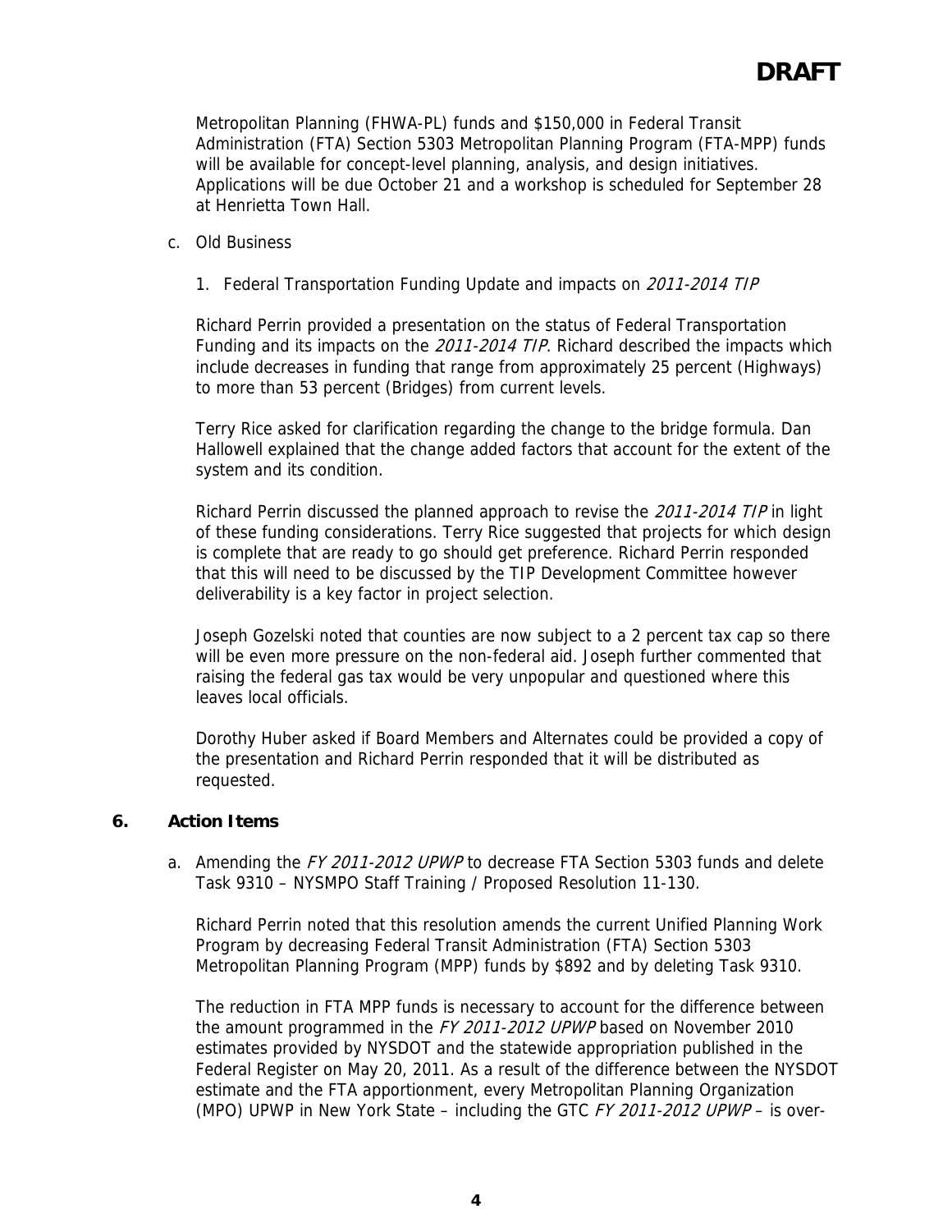Metropolitan Planning (FHWA-PL) funds and $150,000 in Federal Transit Administration (FTA) Section 5303 Metropolitan Planning Program (FTA-MPP) funds will be available for concept-level planning, analysis, and design initiatives. Applications will be due October 21 and a workshop is scheduled for September 28 at Henrietta Town Hall.

c. Old Business

1. Federal Transportation Funding Update and impacts on *2011-2014 TIP*

Richard Perrin provided a presentation on the status of Federal Transportation Funding and its impacts on the *2011-2014 TIP*. Richard described the impacts which include decreases in funding that range from approximately 25 percent (Highways) to more than 53 percent (Bridges) from current levels.

Terry Rice asked for clarification regarding the change to the bridge formula. Dan Hallowell explained that the change added factors that account for the extent of the system and its condition.

Richard Perrin discussed the planned approach to revise the *2011-2014 TIP* in light of these funding considerations. Terry Rice suggested that projects for which design is complete that are ready to go should get preference. Richard Perrin responded that this will need to be discussed by the TIP Development Committee however deliverability is a key factor in project selection.

Joseph Gozelski noted that counties are now subject to a 2 percent tax cap so there will be even more pressure on the non-federal aid. Joseph further commented that raising the federal gas tax would be very unpopular and questioned where this leaves local officials.

Dorothy Huber asked if Board Members and Alternates could be provided a copy of the presentation and Richard Perrin responded that it will be distributed as requested.

## 6. Action Items

a. Amending the *FY 2011-2012 UPWP* to decrease FTA Section 5303 funds and delete Task 9310 – NYSMPO Staff Training / Proposed Resolution 11-130.

Richard Perrin noted that this resolution amends the current Unified Planning Work Program by decreasing Federal Transit Administration (FTA) Section 5303 Metropolitan Planning Program (MPP) funds by $892 and by deleting Task 9310.

The reduction in FTA MPP funds is necessary to account for the difference between the amount programmed in the *FY 2011-2012 UPWP* based on November 2010 estimates provided by NYSDOT and the statewide appropriation published in the Federal Register on May 20, 2011. As a result of the difference between the NYSDOT estimate and the FTA apportionment, every Metropolitan Planning Organization (MPO) UPWP in New York State – including the GTC *FY 2011-2012 UPWP* – is over-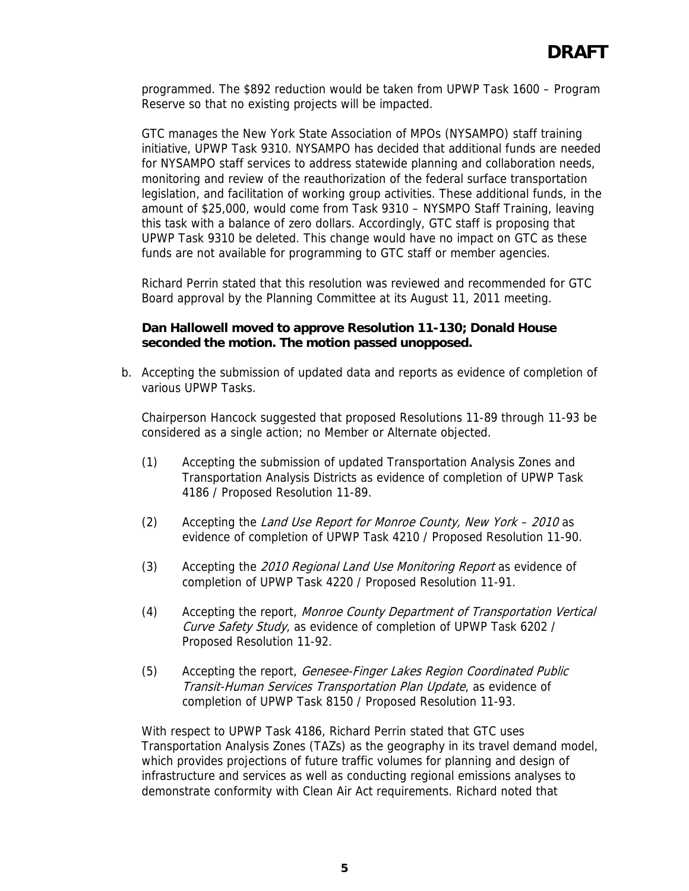programmed. The $892 reduction would be taken from UPWP Task 1600 – Program Reserve so that no existing projects will be impacted.

GTC manages the New York State Association of MPOs (NYSAMPO) staff training initiative, UPWP Task 9310. NYSAMPO has decided that additional funds are needed for NYSAMPO staff services to address statewide planning and collaboration needs, monitoring and review of the reauthorization of the federal surface transportation legislation, and facilitation of working group activities. These additional funds, in the amount of $25,000, would come from Task 9310 – NYSMPO Staff Training, leaving this task with a balance of zero dollars. Accordingly, GTC staff is proposing that UPWP Task 9310 be deleted. This change would have no impact on GTC as these funds are not available for programming to GTC staff or member agencies.

Richard Perrin stated that this resolution was reviewed and recommended for GTC Board approval by the Planning Committee at its August 11, 2011 meeting.

**Dan Hallowell moved to approve Resolution 11-130; Donald House seconded the motion. The motion passed unopposed.**

b. Accepting the submission of updated data and reports as evidence of completion of various UPWP Tasks.

Chairperson Hancock suggested that proposed Resolutions 11-89 through 11-93 be considered as a single action; no Member or Alternate objected.

(1) Accepting the submission of updated Transportation Analysis Zones and Transportation Analysis Districts as evidence of completion of UPWP Task 4186 / Proposed Resolution 11-89.

(2) Accepting the *Land Use Report for Monroe County, New York – 2010* as evidence of completion of UPWP Task 4210 / Proposed Resolution 11-90.

(3) Accepting the *2010 Regional Land Use Monitoring Report* as evidence of completion of UPWP Task 4220 / Proposed Resolution 11-91.

(4) Accepting the report, *Monroe County Department of Transportation Vertical Curve Safety Study*, as evidence of completion of UPWP Task 6202 / Proposed Resolution 11-92.

(5) Accepting the report, *Genesee-Finger Lakes Region Coordinated Public Transit-Human Services Transportation Plan Update*, as evidence of completion of UPWP Task 8150 / Proposed Resolution 11-93.

With respect to UPWP Task 4186, Richard Perrin stated that GTC uses Transportation Analysis Zones (TAZs) as the geography in its travel demand model, which provides projections of future traffic volumes for planning and design of infrastructure and services as well as conducting regional emissions analyses to demonstrate conformity with Clean Air Act requirements. Richard noted that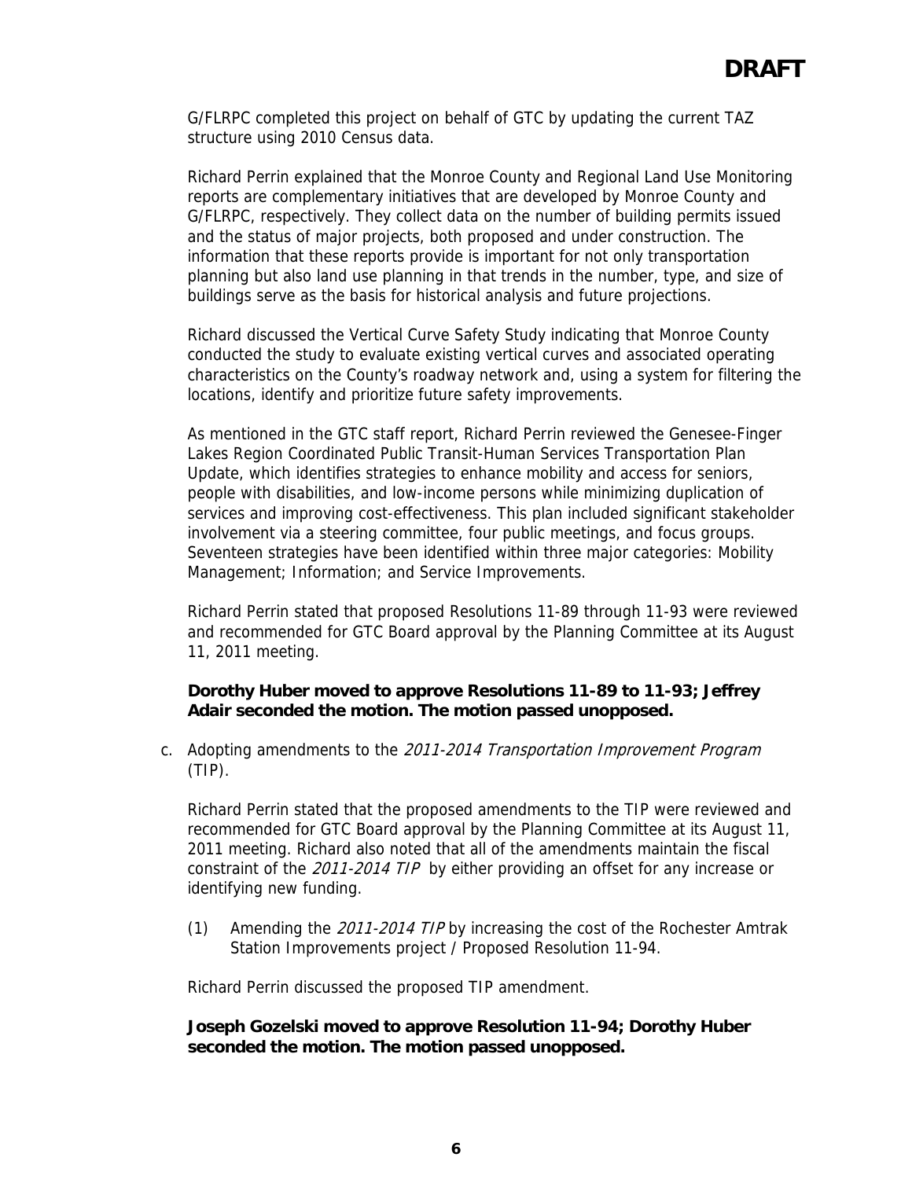**DRAFT**

G/FLRPC completed this project on behalf of GTC by updating the current TAZ structure using 2010 Census data.

Richard Perrin explained that the Monroe County and Regional Land Use Monitoring reports are complementary initiatives that are developed by Monroe County and G/FLRPC, respectively. They collect data on the number of building permits issued and the status of major projects, both proposed and under construction. The information that these reports provide is important for not only transportation planning but also land use planning in that trends in the number, type, and size of buildings serve as the basis for historical analysis and future projections.

Richard discussed the Vertical Curve Safety Study indicating that Monroe County conducted the study to evaluate existing vertical curves and associated operating characteristics on the County's roadway network and, using a system for filtering the locations, identify and prioritize future safety improvements.

As mentioned in the GTC staff report, Richard Perrin reviewed the Genesee-Finger Lakes Region Coordinated Public Transit-Human Services Transportation Plan Update, which identifies strategies to enhance mobility and access for seniors, people with disabilities, and low-income persons while minimizing duplication of services and improving cost-effectiveness. This plan included significant stakeholder involvement via a steering committee, four public meetings, and focus groups. Seventeen strategies have been identified within three major categories: Mobility Management; Information; and Service Improvements.

Richard Perrin stated that proposed Resolutions 11-89 through 11-93 were reviewed and recommended for GTC Board approval by the Planning Committee at its August 11, 2011 meeting.

**Dorothy Huber moved to approve Resolutions 11-89 to 11-93; Jeffrey Adair seconded the motion. The motion passed unopposed.**

c. Adopting amendments to the *2011-2014 Transportation Improvement Program* (TIP).

Richard Perrin stated that the proposed amendments to the TIP were reviewed and recommended for GTC Board approval by the Planning Committee at its August 11, 2011 meeting. Richard also noted that all of the amendments maintain the fiscal constraint of the *2011-2014 TIP* by either providing an offset for any increase or identifying new funding.

(1) Amending the *2011-2014 TIP* by increasing the cost of the Rochester Amtrak Station Improvements project / Proposed Resolution 11-94.

Richard Perrin discussed the proposed TIP amendment.

**Joseph Gozelski moved to approve Resolution 11-94; Dorothy Huber seconded the motion. The motion passed unopposed.**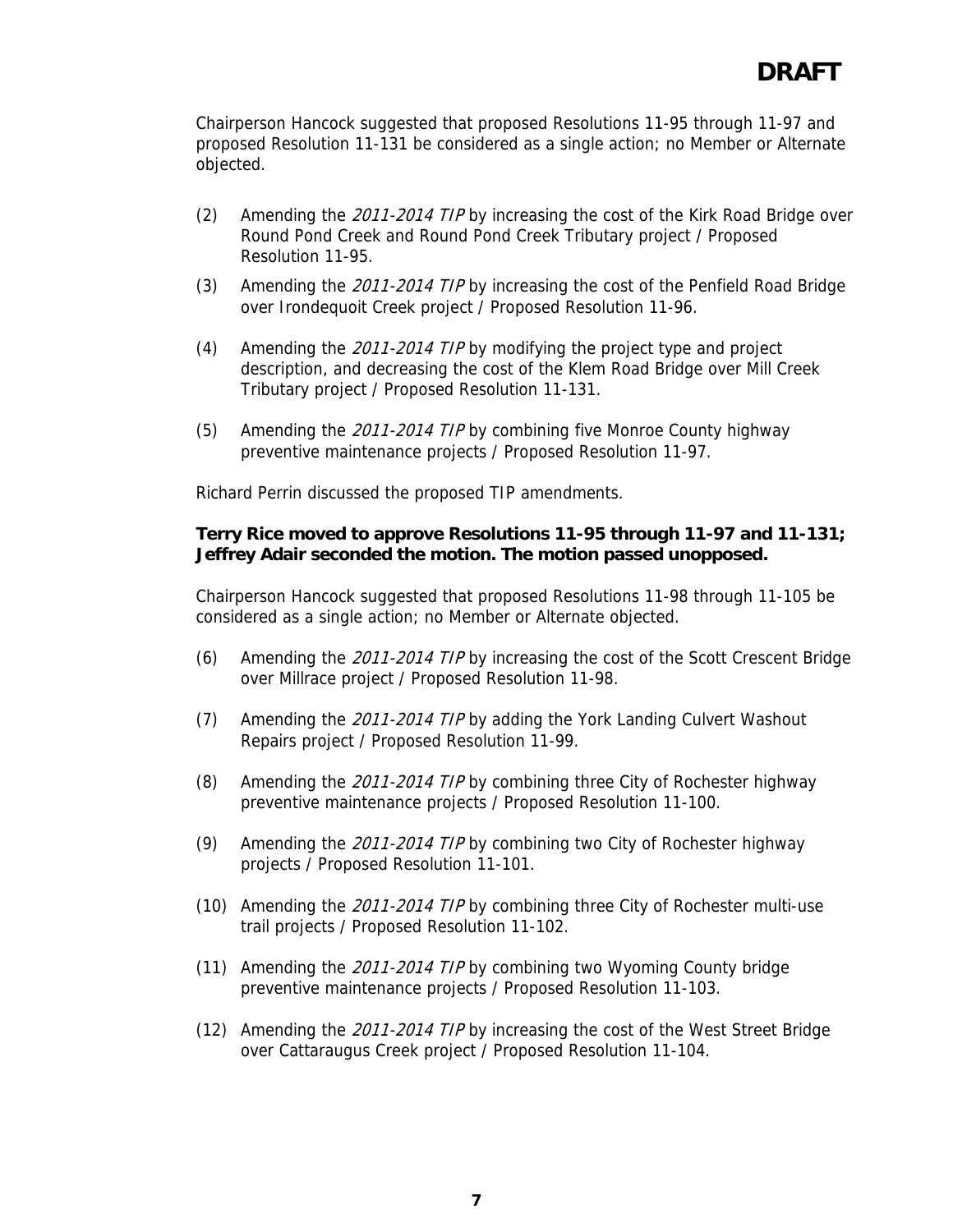**DRAFT**

Chairperson Hancock suggested that proposed Resolutions 11-95 through 11-97 and proposed Resolution 11-131 be considered as a single action; no Member or Alternate objected.

(2) Amending the *2011-2014 TIP* by increasing the cost of the Kirk Road Bridge over Round Pond Creek and Round Pond Creek Tributary project / Proposed Resolution 11-95.

(3) Amending the *2011-2014 TIP* by increasing the cost of the Penfield Road Bridge over Irondequoit Creek project / Proposed Resolution 11-96.

(4) Amending the *2011-2014 TIP* by modifying the project type and project description, and decreasing the cost of the Klem Road Bridge over Mill Creek Tributary project / Proposed Resolution 11-131.

(5) Amending the *2011-2014 TIP* by combining five Monroe County highway preventive maintenance projects / Proposed Resolution 11-97.

Richard Perrin discussed the proposed TIP amendments.

**Terry Rice moved to approve Resolutions 11-95 through 11-97 and 11-131; Jeffrey Adair seconded the motion. The motion passed unopposed.**

Chairperson Hancock suggested that proposed Resolutions 11-98 through 11-105 be considered as a single action; no Member or Alternate objected.

(6) Amending the *2011-2014 TIP* by increasing the cost of the Scott Crescent Bridge over Millrace project / Proposed Resolution 11-98.

(7) Amending the *2011-2014 TIP* by adding the York Landing Culvert Washout Repairs project / Proposed Resolution 11-99.

(8) Amending the *2011-2014 TIP* by combining three City of Rochester highway preventive maintenance projects / Proposed Resolution 11-100.

(9) Amending the *2011-2014 TIP* by combining two City of Rochester highway projects / Proposed Resolution 11-101.

(10) Amending the *2011-2014 TIP* by combining three City of Rochester multi-use trail projects / Proposed Resolution 11-102.

(11) Amending the *2011-2014 TIP* by combining two Wyoming County bridge preventive maintenance projects / Proposed Resolution 11-103.

(12) Amending the *2011-2014 TIP* by increasing the cost of the West Street Bridge over Cattaraugus Creek project / Proposed Resolution 11-104.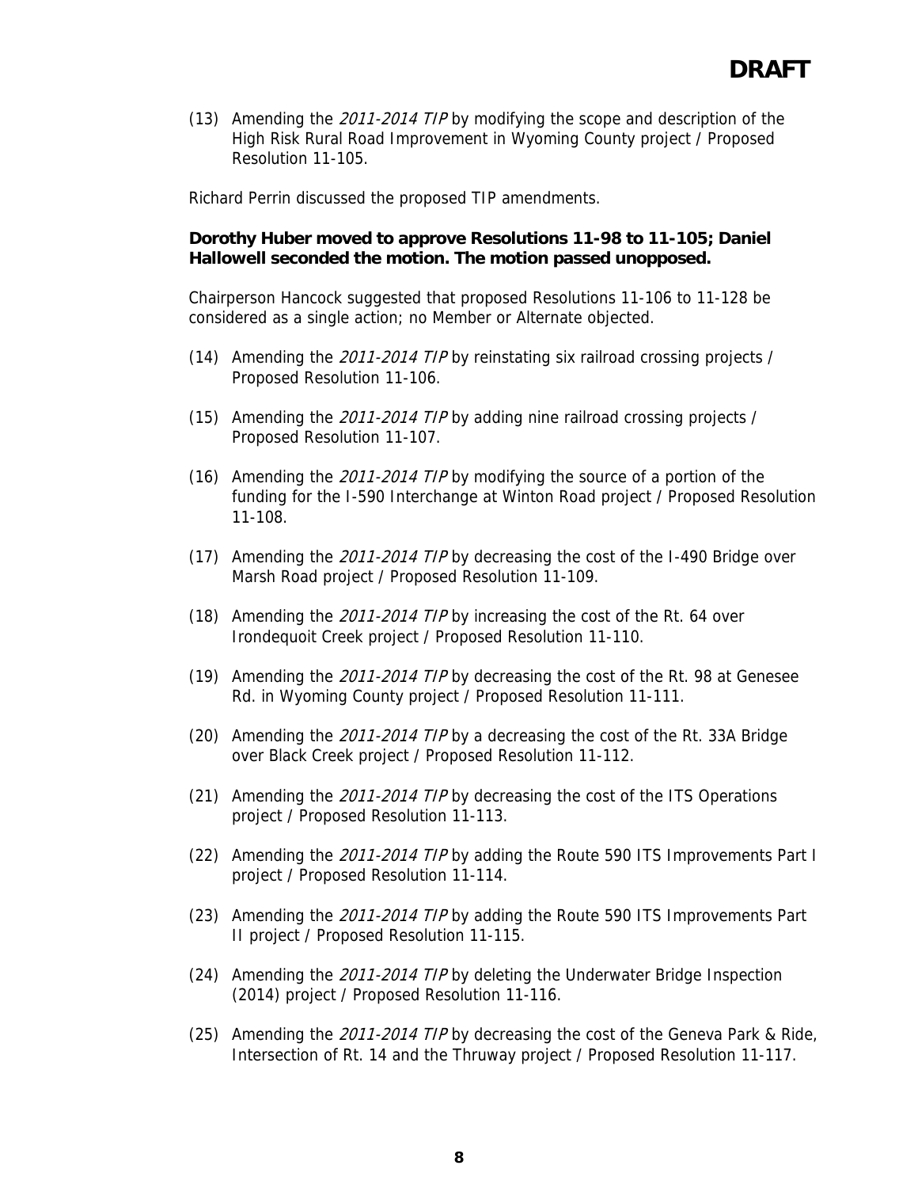**DRAFT**

(13) Amending the *2011-2014 TIP* by modifying the scope and description of the High Risk Rural Road Improvement in Wyoming County project / Proposed Resolution 11-105.

Richard Perrin discussed the proposed TIP amendments.

**Dorothy Huber moved to approve Resolutions 11-98 to 11-105; Daniel Hallowell seconded the motion. The motion passed unopposed.**

Chairperson Hancock suggested that proposed Resolutions 11-106 to 11-128 be considered as a single action; no Member or Alternate objected.

(14) Amending the *2011-2014 TIP* by reinstating six railroad crossing projects / Proposed Resolution 11-106.

(15) Amending the *2011-2014 TIP* by adding nine railroad crossing projects / Proposed Resolution 11-107.

(16) Amending the *2011-2014 TIP* by modifying the source of a portion of the funding for the I-590 Interchange at Winton Road project / Proposed Resolution 11-108.

(17) Amending the *2011-2014 TIP* by decreasing the cost of the I-490 Bridge over Marsh Road project / Proposed Resolution 11-109.

(18) Amending the *2011-2014 TIP* by increasing the cost of the Rt. 64 over Irondequoit Creek project / Proposed Resolution 11-110.

(19) Amending the *2011-2014 TIP* by decreasing the cost of the Rt. 98 at Genesee Rd. in Wyoming County project / Proposed Resolution 11-111.

(20) Amending the *2011-2014 TIP* by a decreasing the cost of the Rt. 33A Bridge over Black Creek project / Proposed Resolution 11-112.

(21) Amending the *2011-2014 TIP* by decreasing the cost of the ITS Operations project / Proposed Resolution 11-113.

(22) Amending the *2011-2014 TIP* by adding the Route 590 ITS Improvements Part I project / Proposed Resolution 11-114.

(23) Amending the *2011-2014 TIP* by adding the Route 590 ITS Improvements Part II project / Proposed Resolution 11-115.

(24) Amending the *2011-2014 TIP* by deleting the Underwater Bridge Inspection (2014) project / Proposed Resolution 11-116.

(25) Amending the *2011-2014 TIP* by decreasing the cost of the Geneva Park & Ride, Intersection of Rt. 14 and the Thruway project / Proposed Resolution 11-117.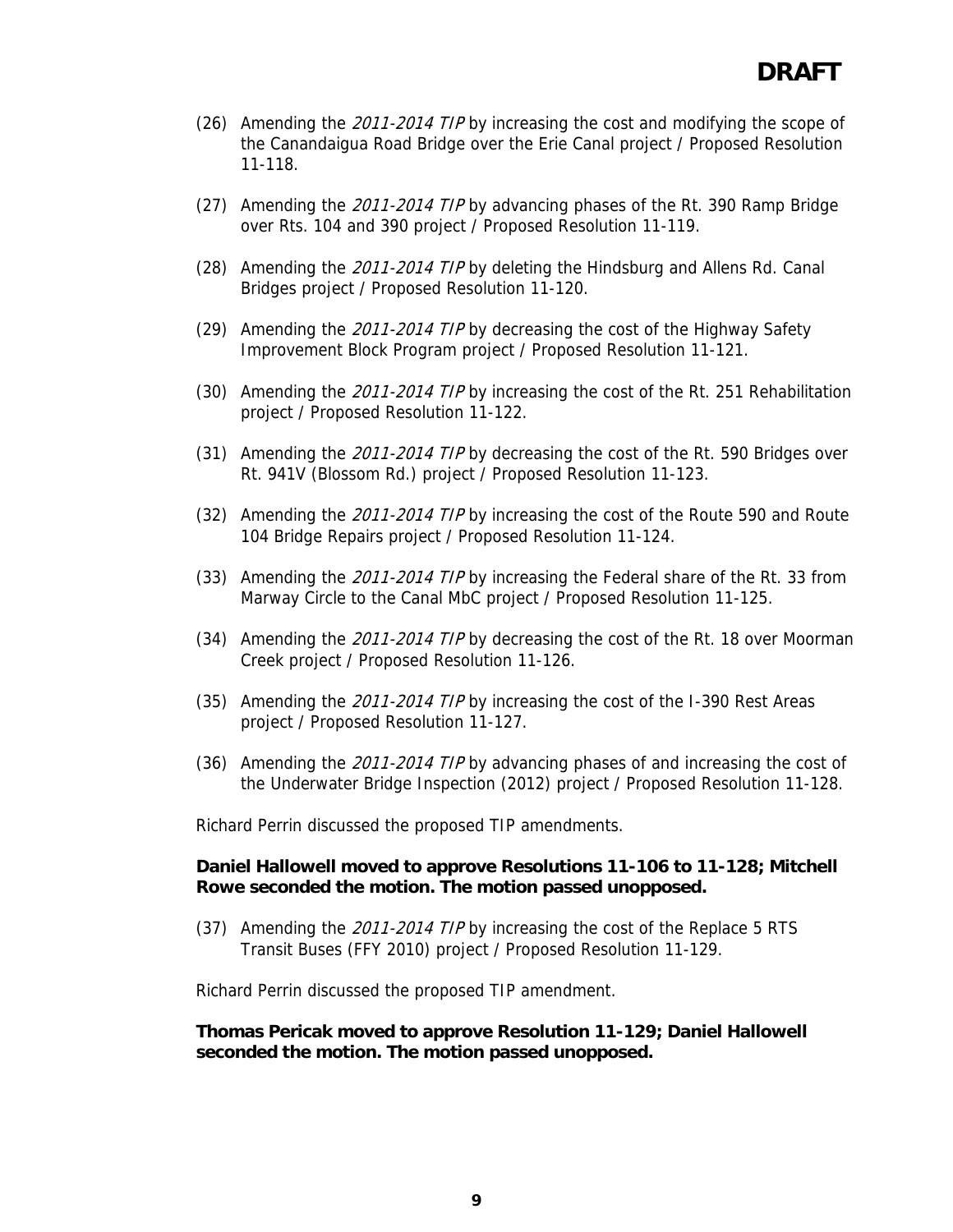**DRAFT**

(26) Amending the *2011-2014 TIP* by increasing the cost and modifying the scope of the Canandaigua Road Bridge over the Erie Canal project / Proposed Resolution 11-118.

(27) Amending the *2011-2014 TIP* by advancing phases of the Rt. 390 Ramp Bridge over Rts. 104 and 390 project / Proposed Resolution 11-119.

(28) Amending the *2011-2014 TIP* by deleting the Hindsburg and Allens Rd. Canal Bridges project / Proposed Resolution 11-120.

(29) Amending the *2011-2014 TIP* by decreasing the cost of the Highway Safety Improvement Block Program project / Proposed Resolution 11-121.

(30) Amending the *2011-2014 TIP* by increasing the cost of the Rt. 251 Rehabilitation project / Proposed Resolution 11-122.

(31) Amending the *2011-2014 TIP* by decreasing the cost of the Rt. 590 Bridges over Rt. 941V (Blossom Rd.) project / Proposed Resolution 11-123.

(32) Amending the *2011-2014 TIP* by increasing the cost of the Route 590 and Route 104 Bridge Repairs project / Proposed Resolution 11-124.

(33) Amending the *2011-2014 TIP* by increasing the Federal share of the Rt. 33 from Marway Circle to the Canal MbC project / Proposed Resolution 11-125.

(34) Amending the *2011-2014 TIP* by decreasing the cost of the Rt. 18 over Moorman Creek project / Proposed Resolution 11-126.

(35) Amending the *2011-2014 TIP* by increasing the cost of the I-390 Rest Areas project / Proposed Resolution 11-127.

(36) Amending the *2011-2014 TIP* by advancing phases of and increasing the cost of the Underwater Bridge Inspection (2012) project / Proposed Resolution 11-128.

Richard Perrin discussed the proposed TIP amendments.

**Daniel Hallowell moved to approve Resolutions 11-106 to 11-128; Mitchell Rowe seconded the motion. The motion passed unopposed.**

(37) Amending the *2011-2014 TIP* by increasing the cost of the Replace 5 RTS Transit Buses (FFY 2010) project / Proposed Resolution 11-129.

Richard Perrin discussed the proposed TIP amendment.

**Thomas Pericak moved to approve Resolution 11-129; Daniel Hallowell seconded the motion. The motion passed unopposed.**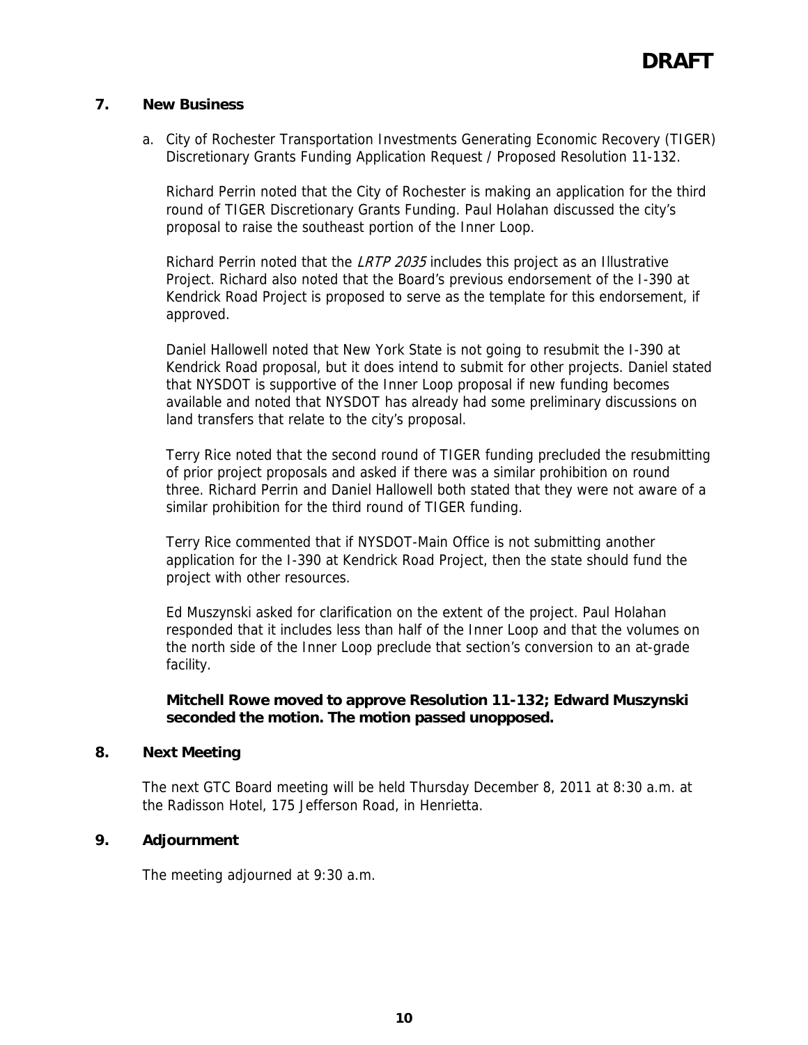**DRAFT**

## 7. New Business

a. City of Rochester Transportation Investments Generating Economic Recovery (TIGER) Discretionary Grants Funding Application Request / Proposed Resolution 11-132.

Richard Perrin noted that the City of Rochester is making an application for the third round of TIGER Discretionary Grants Funding. Paul Holahan discussed the city's proposal to raise the southeast portion of the Inner Loop.

Richard Perrin noted that the *LRTP 2035* includes this project as an Illustrative Project. Richard also noted that the Board's previous endorsement of the I-390 at Kendrick Road Project is proposed to serve as the template for this endorsement, if approved.

Daniel Hallowell noted that New York State is not going to resubmit the I-390 at Kendrick Road proposal, but it does intend to submit for other projects. Daniel stated that NYSDOT is supportive of the Inner Loop proposal if new funding becomes available and noted that NYSDOT has already had some preliminary discussions on land transfers that relate to the city's proposal.

Terry Rice noted that the second round of TIGER funding precluded the resubmitting of prior project proposals and asked if there was a similar prohibition on round three. Richard Perrin and Daniel Hallowell both stated that they were not aware of a similar prohibition for the third round of TIGER funding.

Terry Rice commented that if NYSDOT-Main Office is not submitting another application for the I-390 at Kendrick Road Project, then the state should fund the project with other resources.

Ed Muszynski asked for clarification on the extent of the project. Paul Holahan responded that it includes less than half of the Inner Loop and that the volumes on the north side of the Inner Loop preclude that section's conversion to an at-grade facility.

**Mitchell Rowe moved to approve Resolution 11-132; Edward Muszynski seconded the motion. The motion passed unopposed.**

## 8. Next Meeting

The next GTC Board meeting will be held Thursday December 8, 2011 at 8:30 a.m. at the Radisson Hotel, 175 Jefferson Road, in Henrietta.

## 9. Adjournment

The meeting adjourned at 9:30 a.m.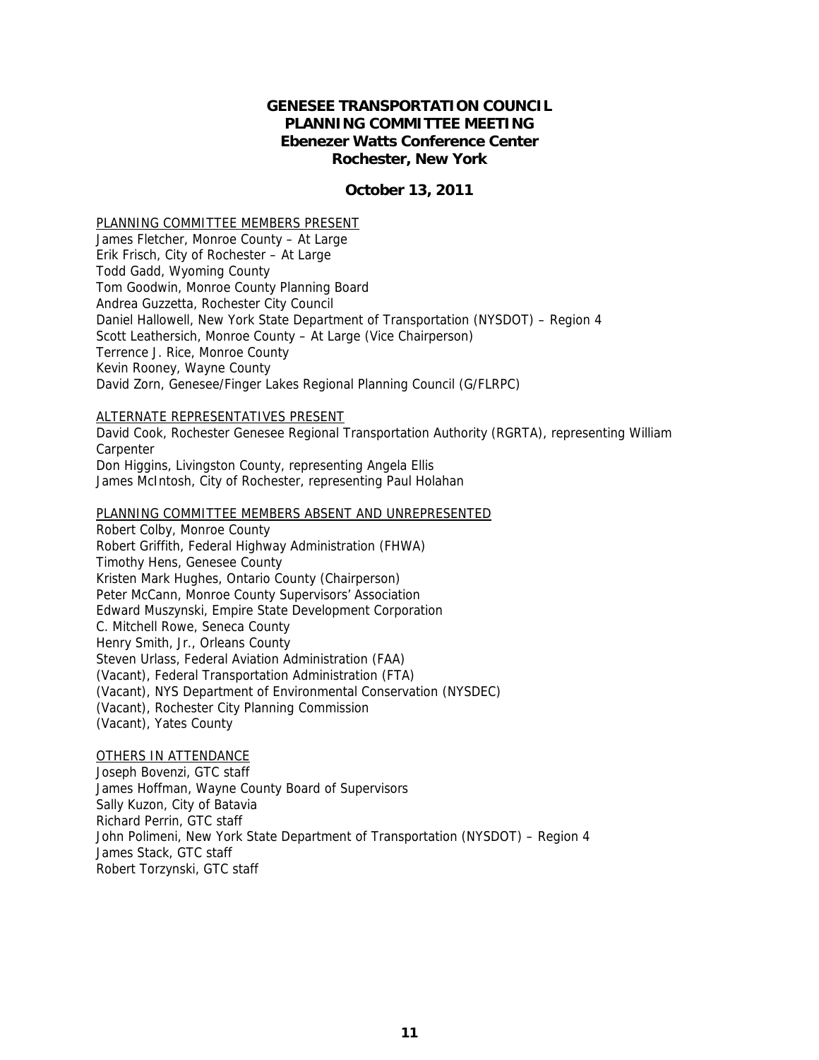# GENESEE TRANSPORTATION COUNCIL
## PLANNING COMMITTEE MEETING
### Ebenezer Watts Conference Center
### Rochester, New York

**October 13, 2011**

PLANNING COMMITTEE MEMBERS PRESENT

James Fletcher, Monroe County – At Large
Erik Frisch, City of Rochester – At Large
Todd Gadd, Wyoming County
Tom Goodwin, Monroe County Planning Board
Andrea Guzzetta, Rochester City Council
Daniel Hallowell, New York State Department of Transportation (NYSDOT) – Region 4
Scott Leathersich, Monroe County – At Large (Vice Chairperson)
Terrence J. Rice, Monroe County
Kevin Rooney, Wayne County
David Zorn, Genesee/Finger Lakes Regional Planning Council (G/FLRPC)

ALTERNATE REPRESENTATIVES PRESENT

David Cook, Rochester Genesee Regional Transportation Authority (RGRTA), representing William Carpenter
Don Higgins, Livingston County, representing Angela Ellis
James McIntosh, City of Rochester, representing Paul Holahan

PLANNING COMMITTEE MEMBERS ABSENT AND UNREPRESENTED

Robert Colby, Monroe County
Robert Griffith, Federal Highway Administration (FHWA)
Timothy Hens, Genesee County
Kristen Mark Hughes, Ontario County (Chairperson)
Peter McCann, Monroe County Supervisors' Association
Edward Muszynski, Empire State Development Corporation
C. Mitchell Rowe, Seneca County
Henry Smith, Jr., Orleans County
Steven Urlass, Federal Aviation Administration (FAA)
(Vacant), Federal Transportation Administration (FTA)
(Vacant), NYS Department of Environmental Conservation (NYSDEC)
(Vacant), Rochester City Planning Commission
(Vacant), Yates County

OTHERS IN ATTENDANCE

Joseph Bovenzi, GTC staff
James Hoffman, Wayne County Board of Supervisors
Sally Kuzon, City of Batavia
Richard Perrin, GTC staff
John Polimeni, New York State Department of Transportation (NYSDOT) – Region 4
James Stack, GTC staff
Robert Torzynski, GTC staff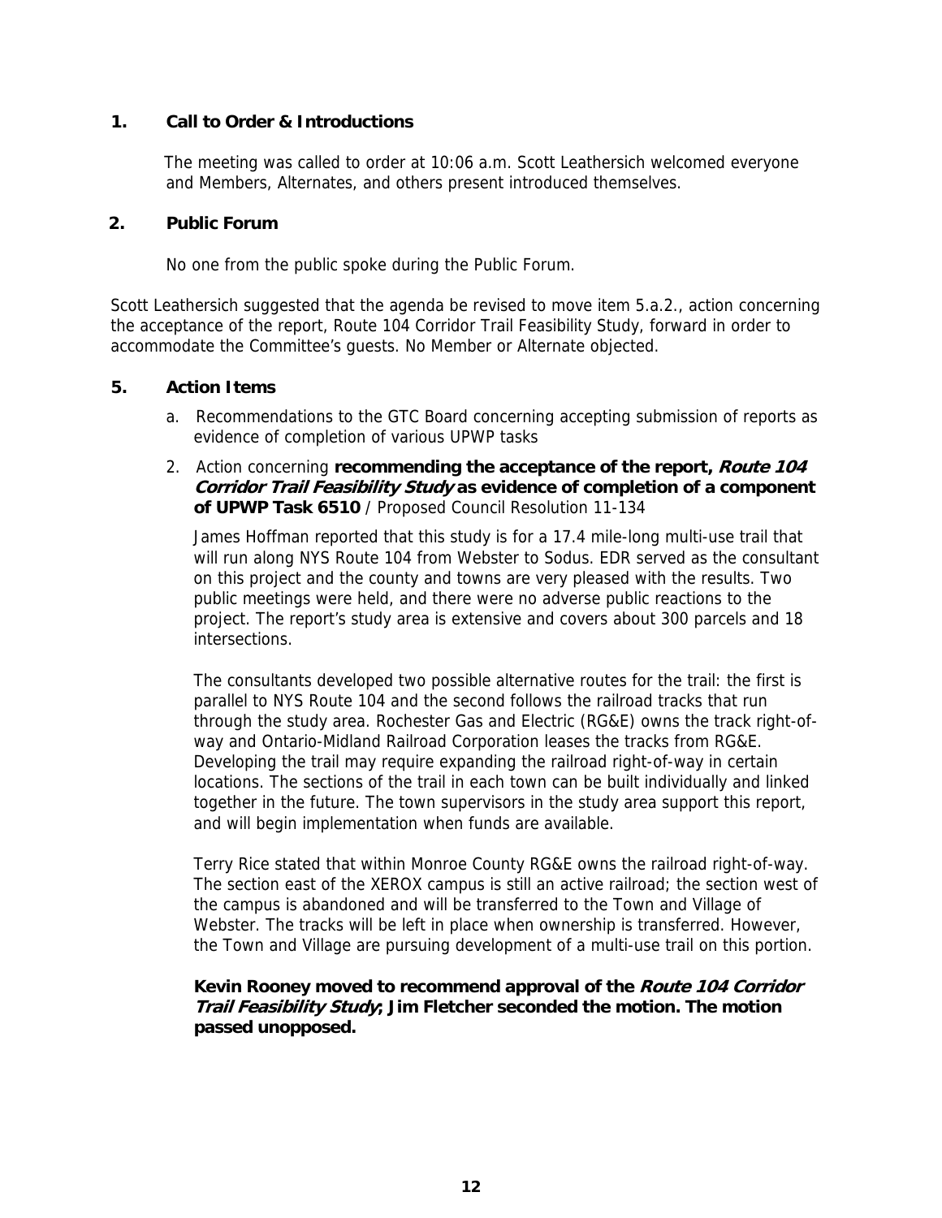## 1. Call to Order & Introductions

The meeting was called to order at 10:06 a.m. Scott Leathersich welcomed everyone and Members, Alternates, and others present introduced themselves.

## 2. Public Forum

No one from the public spoke during the Public Forum.

Scott Leathersich suggested that the agenda be revised to move item 5.a.2., action concerning the acceptance of the report, Route 104 Corridor Trail Feasibility Study, forward in order to accommodate the Committee's guests. No Member or Alternate objected.

## 5. Action Items

a. Recommendations to the GTC Board concerning accepting submission of reports as evidence of completion of various UPWP tasks

2. Action concerning **recommending the acceptance of the report, *Route 104 Corridor Trail Feasibility Study* as evidence of completion of a component of UPWP Task 6510** / Proposed Council Resolution 11-134

James Hoffman reported that this study is for a 17.4 mile-long multi-use trail that will run along NYS Route 104 from Webster to Sodus. EDR served as the consultant on this project and the county and towns are very pleased with the results. Two public meetings were held, and there were no adverse public reactions to the project. The report's study area is extensive and covers about 300 parcels and 18 intersections.

The consultants developed two possible alternative routes for the trail: the first is parallel to NYS Route 104 and the second follows the railroad tracks that run through the study area. Rochester Gas and Electric (RG&E) owns the track right-of-way and Ontario-Midland Railroad Corporation leases the tracks from RG&E. Developing the trail may require expanding the railroad right-of-way in certain locations. The sections of the trail in each town can be built individually and linked together in the future. The town supervisors in the study area support this report, and will begin implementation when funds are available.

Terry Rice stated that within Monroe County RG&E owns the railroad right-of-way. The section east of the XEROX campus is still an active railroad; the section west of the campus is abandoned and will be transferred to the Town and Village of Webster. The tracks will be left in place when ownership is transferred. However, the Town and Village are pursuing development of a multi-use trail on this portion.

**Kevin Rooney moved to recommend approval of the *Route 104 Corridor Trail Feasibility Study*; Jim Fletcher seconded the motion. The motion passed unopposed.**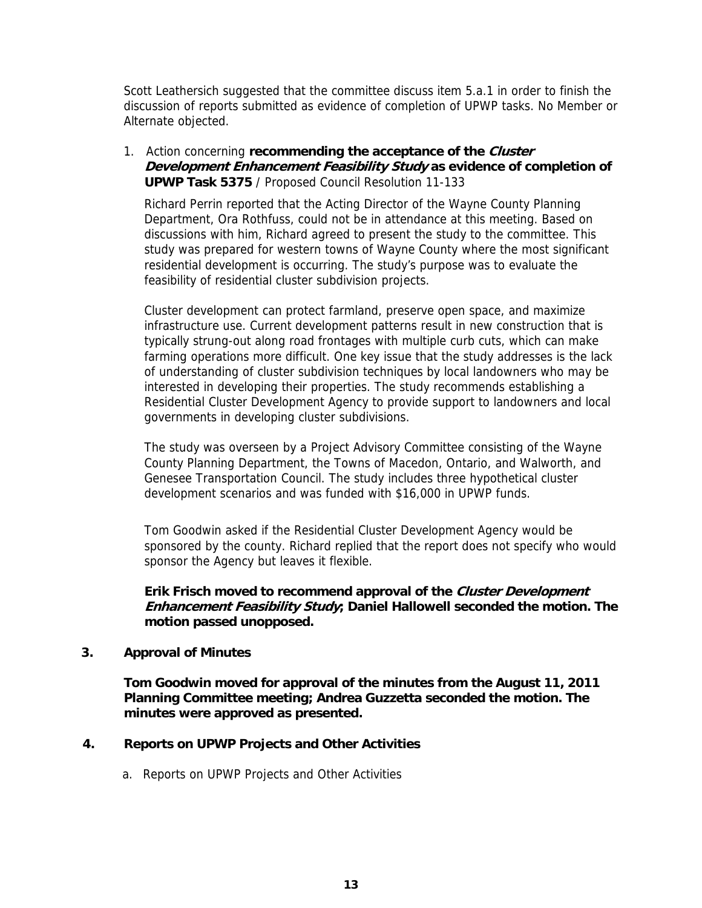Scott Leathersich suggested that the committee discuss item 5.a.1 in order to finish the discussion of reports submitted as evidence of completion of UPWP tasks. No Member or Alternate objected.

1. Action concerning **recommending the acceptance of the *Cluster Development Enhancement Feasibility Study* as evidence of completion of UPWP Task 5375** / Proposed Council Resolution 11-133

   Richard Perrin reported that the Acting Director of the Wayne County Planning Department, Ora Rothfuss, could not be in attendance at this meeting. Based on discussions with him, Richard agreed to present the study to the committee. This study was prepared for western towns of Wayne County where the most significant residential development is occurring. The study's purpose was to evaluate the feasibility of residential cluster subdivision projects.

   Cluster development can protect farmland, preserve open space, and maximize infrastructure use. Current development patterns result in new construction that is typically strung-out along road frontages with multiple curb cuts, which can make farming operations more difficult. One key issue that the study addresses is the lack of understanding of cluster subdivision techniques by local landowners who may be interested in developing their properties. The study recommends establishing a Residential Cluster Development Agency to provide support to landowners and local governments in developing cluster subdivisions.

   The study was overseen by a Project Advisory Committee consisting of the Wayne County Planning Department, the Towns of Macedon, Ontario, and Walworth, and Genesee Transportation Council. The study includes three hypothetical cluster development scenarios and was funded with $16,000 in UPWP funds.

   Tom Goodwin asked if the Residential Cluster Development Agency would be sponsored by the county. Richard replied that the report does not specify who would sponsor the Agency but leaves it flexible.

   **Erik Frisch moved to recommend approval of the *Cluster Development Enhancement Feasibility Study*; Daniel Hallowell seconded the motion. The motion passed unopposed.**

## 3. Approval of Minutes

**Tom Goodwin moved for approval of the minutes from the August 11, 2011 Planning Committee meeting; Andrea Guzzetta seconded the motion. The minutes were approved as presented.**

## 4. Reports on UPWP Projects and Other Activities

a. Reports on UPWP Projects and Other Activities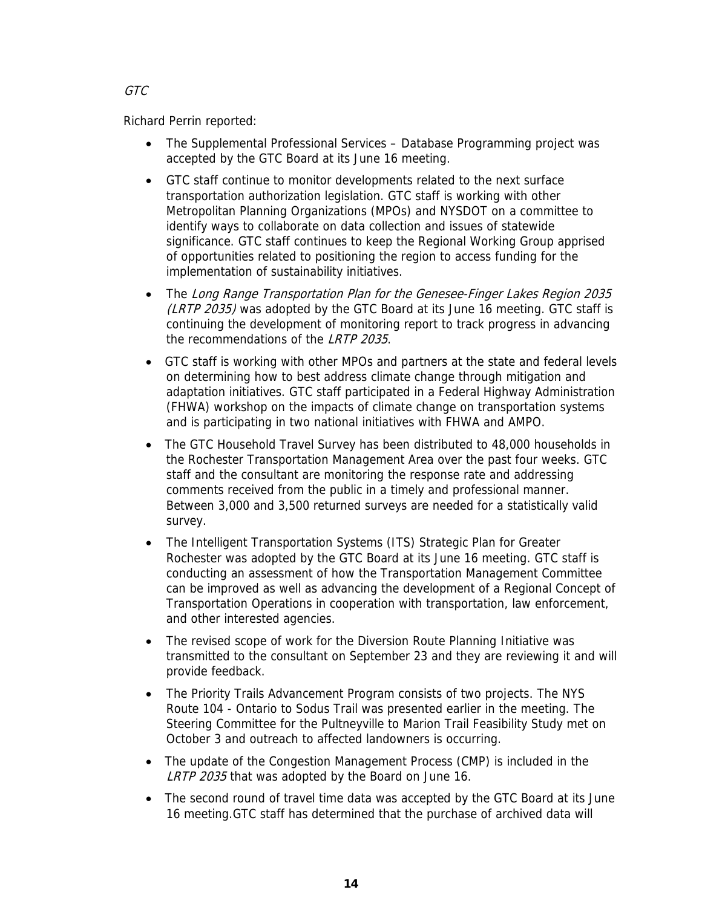*GTC*

Richard Perrin reported:

- The Supplemental Professional Services – Database Programming project was accepted by the GTC Board at its June 16 meeting.
- GTC staff continue to monitor developments related to the next surface transportation authorization legislation. GTC staff is working with other Metropolitan Planning Organizations (MPOs) and NYSDOT on a committee to identify ways to collaborate on data collection and issues of statewide significance. GTC staff continues to keep the Regional Working Group apprised of opportunities related to positioning the region to access funding for the implementation of sustainability initiatives.
- The *Long Range Transportation Plan for the Genesee-Finger Lakes Region 2035 (LRTP 2035)* was adopted by the GTC Board at its June 16 meeting. GTC staff is continuing the development of monitoring report to track progress in advancing the recommendations of the *LRTP 2035*.
- GTC staff is working with other MPOs and partners at the state and federal levels on determining how to best address climate change through mitigation and adaptation initiatives. GTC staff participated in a Federal Highway Administration (FHWA) workshop on the impacts of climate change on transportation systems and is participating in two national initiatives with FHWA and AMPO.
- The GTC Household Travel Survey has been distributed to 48,000 households in the Rochester Transportation Management Area over the past four weeks. GTC staff and the consultant are monitoring the response rate and addressing comments received from the public in a timely and professional manner. Between 3,000 and 3,500 returned surveys are needed for a statistically valid survey.
- The Intelligent Transportation Systems (ITS) Strategic Plan for Greater Rochester was adopted by the GTC Board at its June 16 meeting. GTC staff is conducting an assessment of how the Transportation Management Committee can be improved as well as advancing the development of a Regional Concept of Transportation Operations in cooperation with transportation, law enforcement, and other interested agencies.
- The revised scope of work for the Diversion Route Planning Initiative was transmitted to the consultant on September 23 and they are reviewing it and will provide feedback.
- The Priority Trails Advancement Program consists of two projects. The NYS Route 104 - Ontario to Sodus Trail was presented earlier in the meeting. The Steering Committee for the Pultneyville to Marion Trail Feasibility Study met on October 3 and outreach to affected landowners is occurring.
- The update of the Congestion Management Process (CMP) is included in the *LRTP 2035* that was adopted by the Board on June 16.
- The second round of travel time data was accepted by the GTC Board at its June 16 meeting.GTC staff has determined that the purchase of archived data will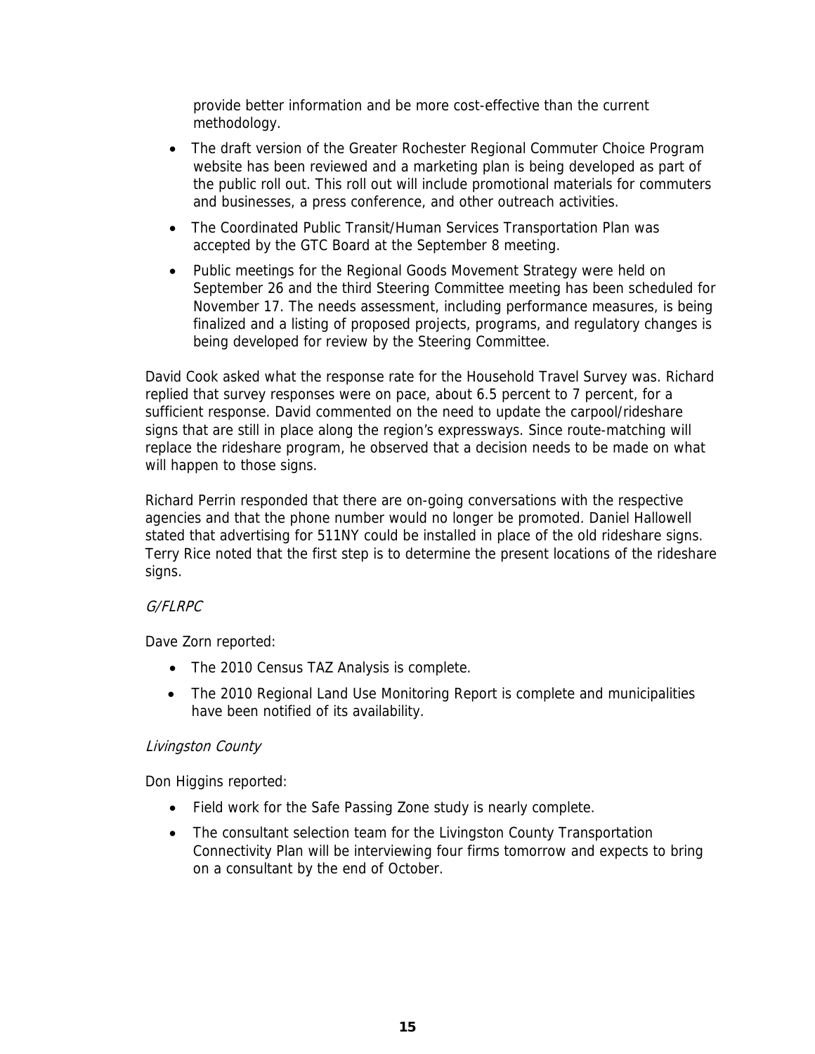provide better information and be more cost-effective than the current methodology.

- The draft version of the Greater Rochester Regional Commuter Choice Program website has been reviewed and a marketing plan is being developed as part of the public roll out. This roll out will include promotional materials for commuters and businesses, a press conference, and other outreach activities.
- The Coordinated Public Transit/Human Services Transportation Plan was accepted by the GTC Board at the September 8 meeting.
- Public meetings for the Regional Goods Movement Strategy were held on September 26 and the third Steering Committee meeting has been scheduled for November 17. The needs assessment, including performance measures, is being finalized and a listing of proposed projects, programs, and regulatory changes is being developed for review by the Steering Committee.

David Cook asked what the response rate for the Household Travel Survey was. Richard replied that survey responses were on pace, about 6.5 percent to 7 percent, for a sufficient response. David commented on the need to update the carpool/rideshare signs that are still in place along the region's expressways. Since route-matching will replace the rideshare program, he observed that a decision needs to be made on what will happen to those signs.

Richard Perrin responded that there are on-going conversations with the respective agencies and that the phone number would no longer be promoted. Daniel Hallowell stated that advertising for 511NY could be installed in place of the old rideshare signs. Terry Rice noted that the first step is to determine the present locations of the rideshare signs.

*G/FLRPC*

Dave Zorn reported:

- The 2010 Census TAZ Analysis is complete.
- The 2010 Regional Land Use Monitoring Report is complete and municipalities have been notified of its availability.

*Livingston County*

Don Higgins reported:

- Field work for the Safe Passing Zone study is nearly complete.
- The consultant selection team for the Livingston County Transportation Connectivity Plan will be interviewing four firms tomorrow and expects to bring on a consultant by the end of October.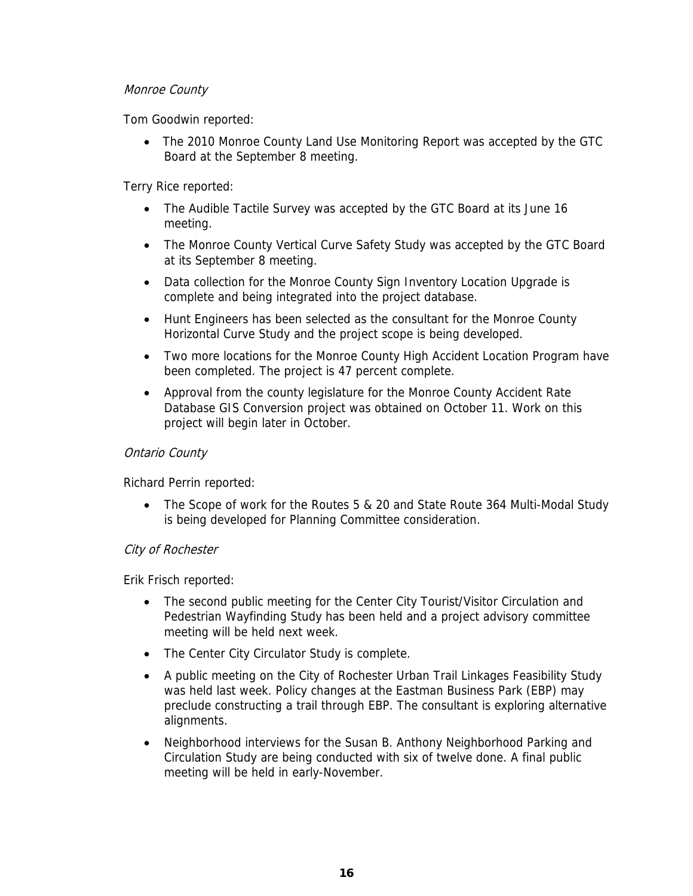*Monroe County*

Tom Goodwin reported:

- The 2010 Monroe County Land Use Monitoring Report was accepted by the GTC Board at the September 8 meeting.

Terry Rice reported:

- The Audible Tactile Survey was accepted by the GTC Board at its June 16 meeting.
- The Monroe County Vertical Curve Safety Study was accepted by the GTC Board at its September 8 meeting.
- Data collection for the Monroe County Sign Inventory Location Upgrade is complete and being integrated into the project database.
- Hunt Engineers has been selected as the consultant for the Monroe County Horizontal Curve Study and the project scope is being developed.
- Two more locations for the Monroe County High Accident Location Program have been completed. The project is 47 percent complete.
- Approval from the county legislature for the Monroe County Accident Rate Database GIS Conversion project was obtained on October 11. Work on this project will begin later in October.

*Ontario County*

Richard Perrin reported:

- The Scope of work for the Routes 5 & 20 and State Route 364 Multi-Modal Study is being developed for Planning Committee consideration.

*City of Rochester*

Erik Frisch reported:

- The second public meeting for the Center City Tourist/Visitor Circulation and Pedestrian Wayfinding Study has been held and a project advisory committee meeting will be held next week.
- The Center City Circulator Study is complete.
- A public meeting on the City of Rochester Urban Trail Linkages Feasibility Study was held last week. Policy changes at the Eastman Business Park (EBP) may preclude constructing a trail through EBP. The consultant is exploring alternative alignments.
- Neighborhood interviews for the Susan B. Anthony Neighborhood Parking and Circulation Study are being conducted with six of twelve done. A final public meeting will be held in early-November.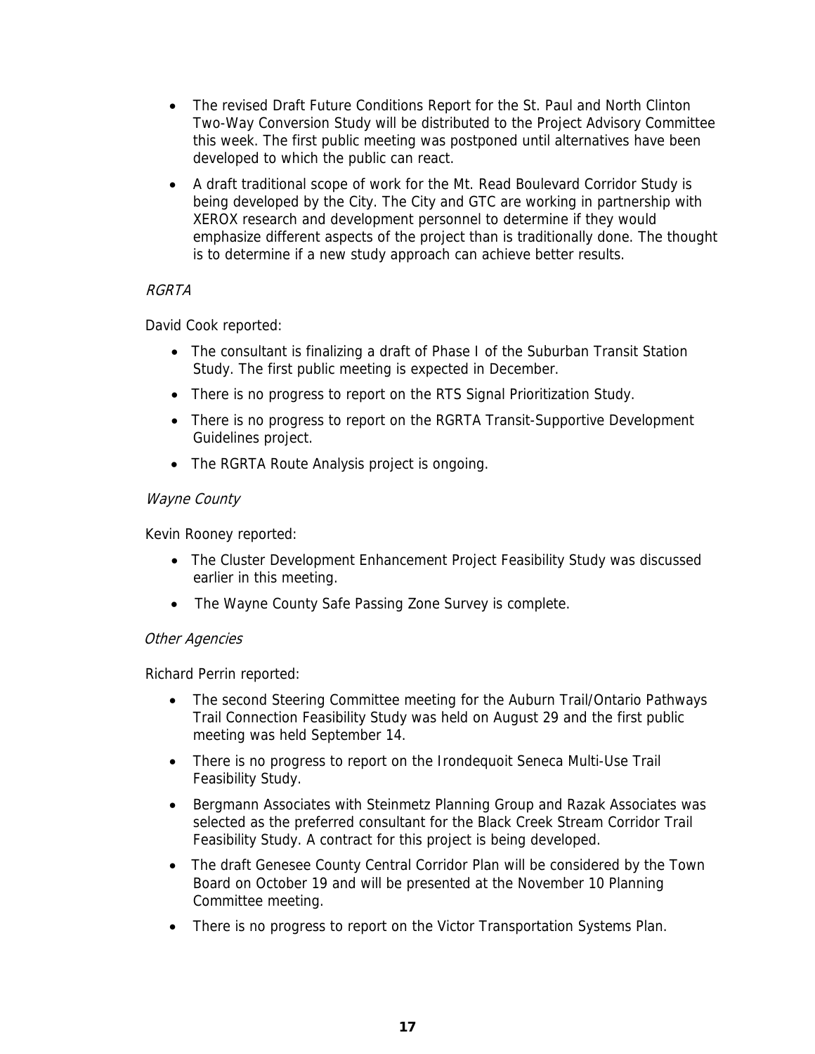- The revised Draft Future Conditions Report for the St. Paul and North Clinton Two-Way Conversion Study will be distributed to the Project Advisory Committee this week. The first public meeting was postponed until alternatives have been developed to which the public can react.
- A draft traditional scope of work for the Mt. Read Boulevard Corridor Study is being developed by the City. The City and GTC are working in partnership with XEROX research and development personnel to determine if they would emphasize different aspects of the project than is traditionally done. The thought is to determine if a new study approach can achieve better results.

*RGRTA*

David Cook reported:

- The consultant is finalizing a draft of Phase I of the Suburban Transit Station Study. The first public meeting is expected in December.
- There is no progress to report on the RTS Signal Prioritization Study.
- There is no progress to report on the RGRTA Transit-Supportive Development Guidelines project.
- The RGRTA Route Analysis project is ongoing.

*Wayne County*

Kevin Rooney reported:

- The Cluster Development Enhancement Project Feasibility Study was discussed earlier in this meeting.
- The Wayne County Safe Passing Zone Survey is complete.

*Other Agencies*

Richard Perrin reported:

- The second Steering Committee meeting for the Auburn Trail/Ontario Pathways Trail Connection Feasibility Study was held on August 29 and the first public meeting was held September 14.
- There is no progress to report on the Irondequoit Seneca Multi-Use Trail Feasibility Study.
- Bergmann Associates with Steinmetz Planning Group and Razak Associates was selected as the preferred consultant for the Black Creek Stream Corridor Trail Feasibility Study. A contract for this project is being developed.
- The draft Genesee County Central Corridor Plan will be considered by the Town Board on October 19 and will be presented at the November 10 Planning Committee meeting.
- There is no progress to report on the Victor Transportation Systems Plan.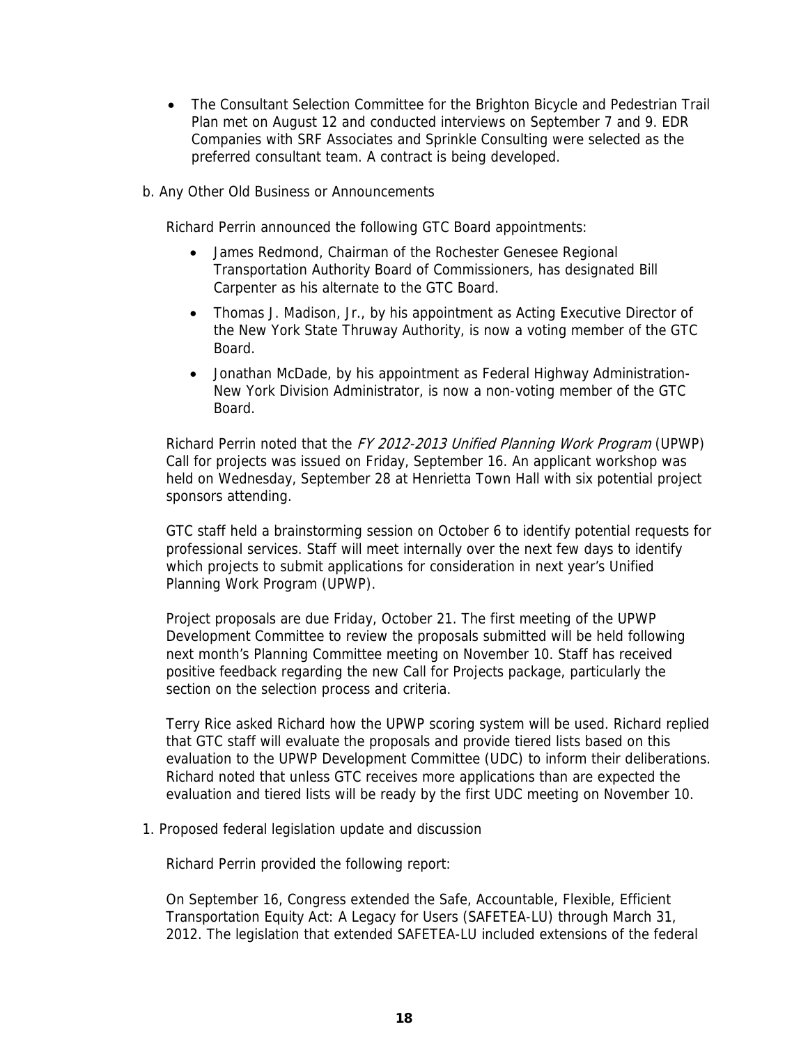- The Consultant Selection Committee for the Brighton Bicycle and Pedestrian Trail Plan met on August 12 and conducted interviews on September 7 and 9. EDR Companies with SRF Associates and Sprinkle Consulting were selected as the preferred consultant team. A contract is being developed.

b. Any Other Old Business or Announcements

Richard Perrin announced the following GTC Board appointments:

- James Redmond, Chairman of the Rochester Genesee Regional Transportation Authority Board of Commissioners, has designated Bill Carpenter as his alternate to the GTC Board.
- Thomas J. Madison, Jr., by his appointment as Acting Executive Director of the New York State Thruway Authority, is now a voting member of the GTC Board.
- Jonathan McDade, by his appointment as Federal Highway Administration-New York Division Administrator, is now a non-voting member of the GTC Board.

Richard Perrin noted that the *FY 2012-2013 Unified Planning Work Program* (UPWP) Call for projects was issued on Friday, September 16. An applicant workshop was held on Wednesday, September 28 at Henrietta Town Hall with six potential project sponsors attending.

GTC staff held a brainstorming session on October 6 to identify potential requests for professional services. Staff will meet internally over the next few days to identify which projects to submit applications for consideration in next year's Unified Planning Work Program (UPWP).

Project proposals are due Friday, October 21. The first meeting of the UPWP Development Committee to review the proposals submitted will be held following next month's Planning Committee meeting on November 10. Staff has received positive feedback regarding the new Call for Projects package, particularly the section on the selection process and criteria.

Terry Rice asked Richard how the UPWP scoring system will be used. Richard replied that GTC staff will evaluate the proposals and provide tiered lists based on this evaluation to the UPWP Development Committee (UDC) to inform their deliberations. Richard noted that unless GTC receives more applications than are expected the evaluation and tiered lists will be ready by the first UDC meeting on November 10.

1. Proposed federal legislation update and discussion

Richard Perrin provided the following report:

On September 16, Congress extended the Safe, Accountable, Flexible, Efficient Transportation Equity Act: A Legacy for Users (SAFETEA-LU) through March 31, 2012. The legislation that extended SAFETEA-LU included extensions of the federal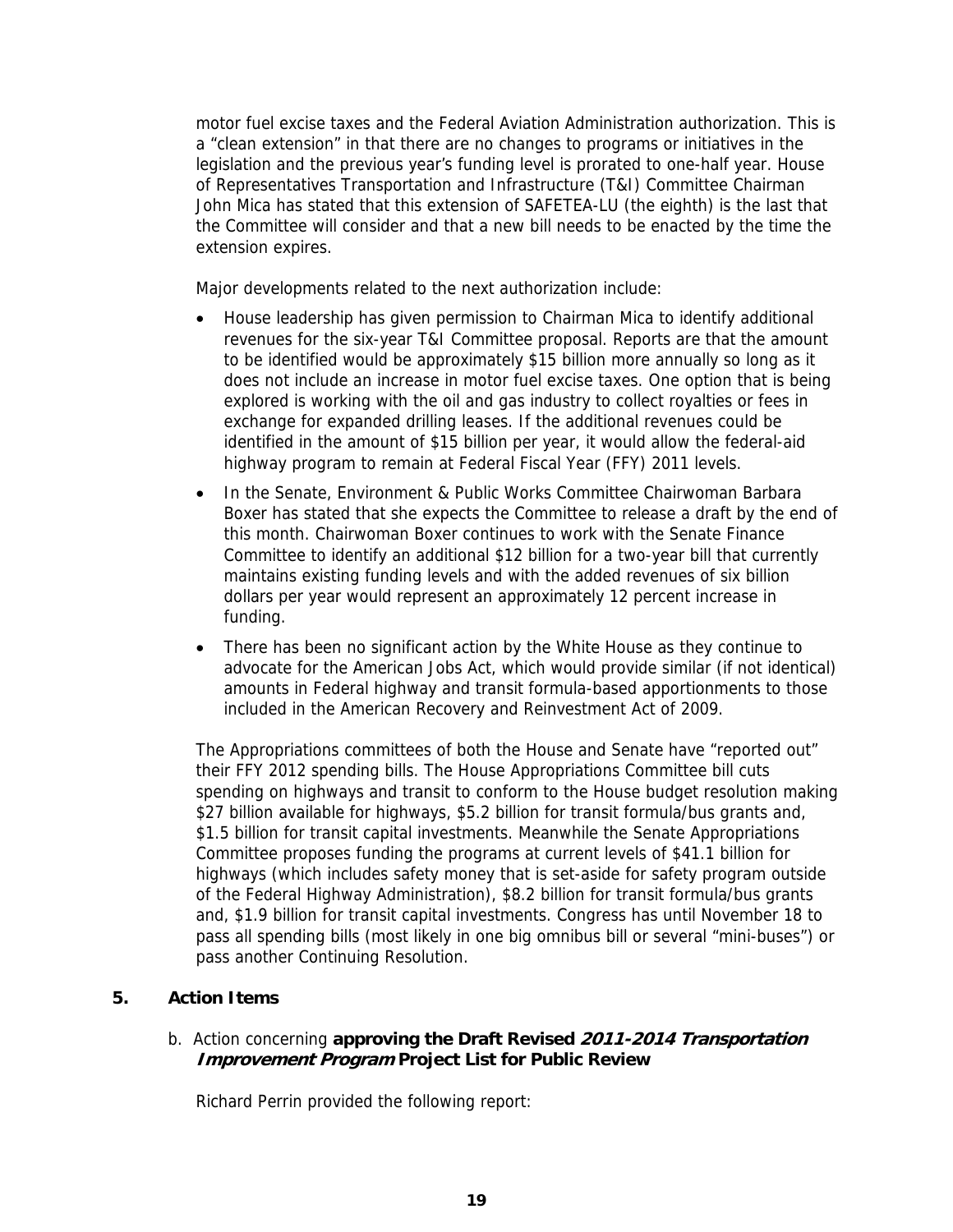motor fuel excise taxes and the Federal Aviation Administration authorization. This is a "clean extension" in that there are no changes to programs or initiatives in the legislation and the previous year's funding level is prorated to one-half year. House of Representatives Transportation and Infrastructure (T&I) Committee Chairman John Mica has stated that this extension of SAFETEA-LU (the eighth) is the last that the Committee will consider and that a new bill needs to be enacted by the time the extension expires.

Major developments related to the next authorization include:

- House leadership has given permission to Chairman Mica to identify additional revenues for the six-year T&I Committee proposal. Reports are that the amount to be identified would be approximately $15 billion more annually so long as it does not include an increase in motor fuel excise taxes. One option that is being explored is working with the oil and gas industry to collect royalties or fees in exchange for expanded drilling leases. If the additional revenues could be identified in the amount of $15 billion per year, it would allow the federal-aid highway program to remain at Federal Fiscal Year (FFY) 2011 levels.
- In the Senate, Environment & Public Works Committee Chairwoman Barbara Boxer has stated that she expects the Committee to release a draft by the end of this month. Chairwoman Boxer continues to work with the Senate Finance Committee to identify an additional $12 billion for a two-year bill that currently maintains existing funding levels and with the added revenues of six billion dollars per year would represent an approximately 12 percent increase in funding.
- There has been no significant action by the White House as they continue to advocate for the American Jobs Act, which would provide similar (if not identical) amounts in Federal highway and transit formula-based apportionments to those included in the American Recovery and Reinvestment Act of 2009.

The Appropriations committees of both the House and Senate have "reported out" their FFY 2012 spending bills. The House Appropriations Committee bill cuts spending on highways and transit to conform to the House budget resolution making $27 billion available for highways, $5.2 billion for transit formula/bus grants and, $1.5 billion for transit capital investments. Meanwhile the Senate Appropriations Committee proposes funding the programs at current levels of $41.1 billion for highways (which includes safety money that is set-aside for safety program outside of the Federal Highway Administration), $8.2 billion for transit formula/bus grants and, $1.9 billion for transit capital investments. Congress has until November 18 to pass all spending bills (most likely in one big omnibus bill or several "mini-buses") or pass another Continuing Resolution.

## 5. Action Items

b. Action concerning **approving the Draft Revised *2011-2014 Transportation Improvement Program* Project List for Public Review**

Richard Perrin provided the following report: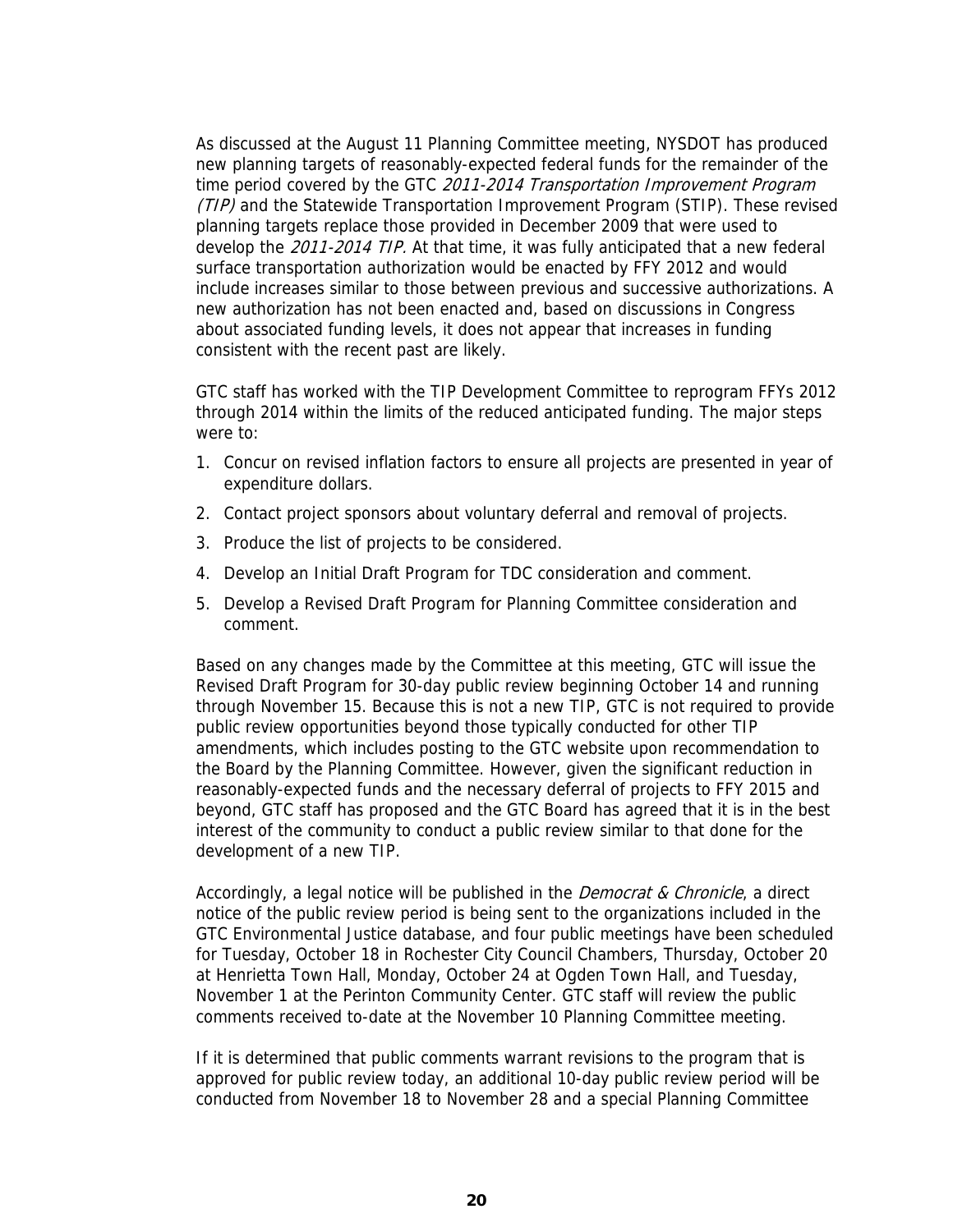As discussed at the August 11 Planning Committee meeting, NYSDOT has produced new planning targets of reasonably-expected federal funds for the remainder of the time period covered by the GTC *2011-2014 Transportation Improvement Program (TIP)* and the Statewide Transportation Improvement Program (STIP). These revised planning targets replace those provided in December 2009 that were used to develop the *2011-2014 TIP.* At that time, it was fully anticipated that a new federal surface transportation authorization would be enacted by FFY 2012 and would include increases similar to those between previous and successive authorizations. A new authorization has not been enacted and, based on discussions in Congress about associated funding levels, it does not appear that increases in funding consistent with the recent past are likely.

GTC staff has worked with the TIP Development Committee to reprogram FFYs 2012 through 2014 within the limits of the reduced anticipated funding. The major steps were to:

1. Concur on revised inflation factors to ensure all projects are presented in year of expenditure dollars.
2. Contact project sponsors about voluntary deferral and removal of projects.
3. Produce the list of projects to be considered.
4. Develop an Initial Draft Program for TDC consideration and comment.
5. Develop a Revised Draft Program for Planning Committee consideration and comment.

Based on any changes made by the Committee at this meeting, GTC will issue the Revised Draft Program for 30-day public review beginning October 14 and running through November 15. Because this is not a new TIP, GTC is not required to provide public review opportunities beyond those typically conducted for other TIP amendments, which includes posting to the GTC website upon recommendation to the Board by the Planning Committee. However, given the significant reduction in reasonably-expected funds and the necessary deferral of projects to FFY 2015 and beyond, GTC staff has proposed and the GTC Board has agreed that it is in the best interest of the community to conduct a public review similar to that done for the development of a new TIP.

Accordingly, a legal notice will be published in the *Democrat & Chronicle*, a direct notice of the public review period is being sent to the organizations included in the GTC Environmental Justice database, and four public meetings have been scheduled for Tuesday, October 18 in Rochester City Council Chambers, Thursday, October 20 at Henrietta Town Hall, Monday, October 24 at Ogden Town Hall, and Tuesday, November 1 at the Perinton Community Center. GTC staff will review the public comments received to-date at the November 10 Planning Committee meeting.

If it is determined that public comments warrant revisions to the program that is approved for public review today, an additional 10-day public review period will be conducted from November 18 to November 28 and a special Planning Committee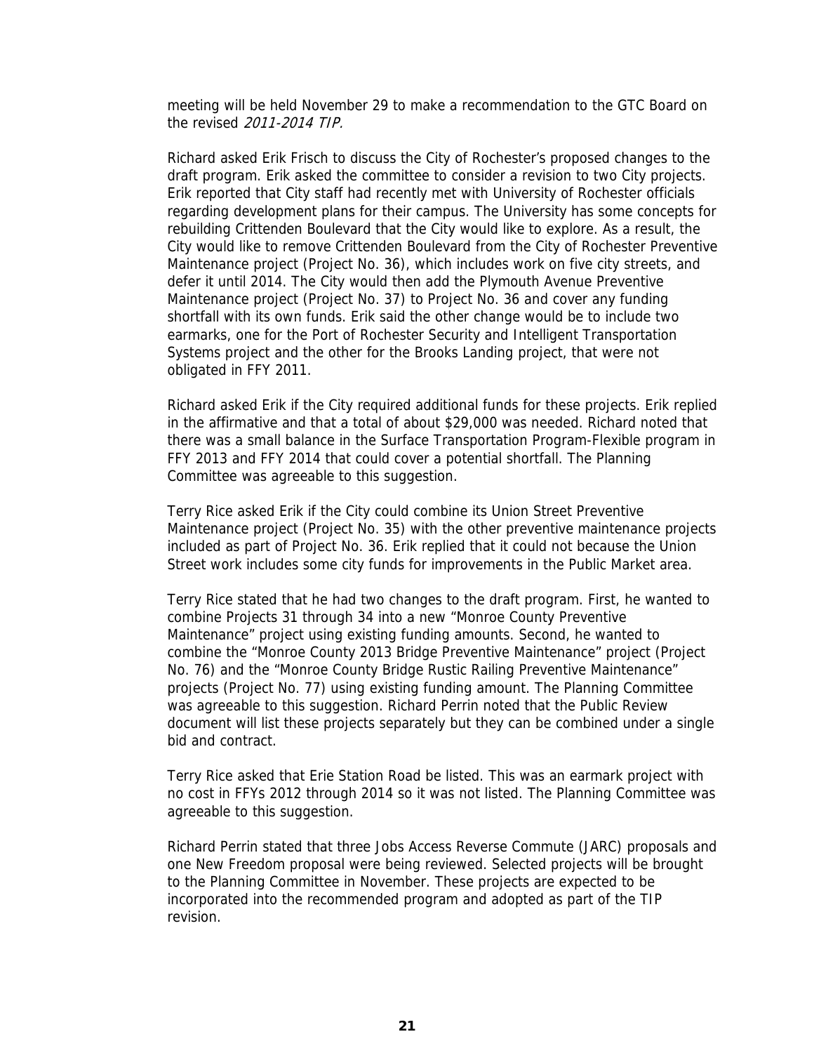meeting will be held November 29 to make a recommendation to the GTC Board on the revised *2011-2014 TIP.*

Richard asked Erik Frisch to discuss the City of Rochester's proposed changes to the draft program. Erik asked the committee to consider a revision to two City projects. Erik reported that City staff had recently met with University of Rochester officials regarding development plans for their campus. The University has some concepts for rebuilding Crittenden Boulevard that the City would like to explore. As a result, the City would like to remove Crittenden Boulevard from the City of Rochester Preventive Maintenance project (Project No. 36), which includes work on five city streets, and defer it until 2014. The City would then add the Plymouth Avenue Preventive Maintenance project (Project No. 37) to Project No. 36 and cover any funding shortfall with its own funds. Erik said the other change would be to include two earmarks, one for the Port of Rochester Security and Intelligent Transportation Systems project and the other for the Brooks Landing project, that were not obligated in FFY 2011.

Richard asked Erik if the City required additional funds for these projects. Erik replied in the affirmative and that a total of about $29,000 was needed. Richard noted that there was a small balance in the Surface Transportation Program-Flexible program in FFY 2013 and FFY 2014 that could cover a potential shortfall. The Planning Committee was agreeable to this suggestion.

Terry Rice asked Erik if the City could combine its Union Street Preventive Maintenance project (Project No. 35) with the other preventive maintenance projects included as part of Project No. 36. Erik replied that it could not because the Union Street work includes some city funds for improvements in the Public Market area.

Terry Rice stated that he had two changes to the draft program. First, he wanted to combine Projects 31 through 34 into a new "Monroe County Preventive Maintenance" project using existing funding amounts. Second, he wanted to combine the "Monroe County 2013 Bridge Preventive Maintenance" project (Project No. 76) and the "Monroe County Bridge Rustic Railing Preventive Maintenance" projects (Project No. 77) using existing funding amount. The Planning Committee was agreeable to this suggestion. Richard Perrin noted that the Public Review document will list these projects separately but they can be combined under a single bid and contract.

Terry Rice asked that Erie Station Road be listed. This was an earmark project with no cost in FFYs 2012 through 2014 so it was not listed. The Planning Committee was agreeable to this suggestion.

Richard Perrin stated that three Jobs Access Reverse Commute (JARC) proposals and one New Freedom proposal were being reviewed. Selected projects will be brought to the Planning Committee in November. These projects are expected to be incorporated into the recommended program and adopted as part of the TIP revision.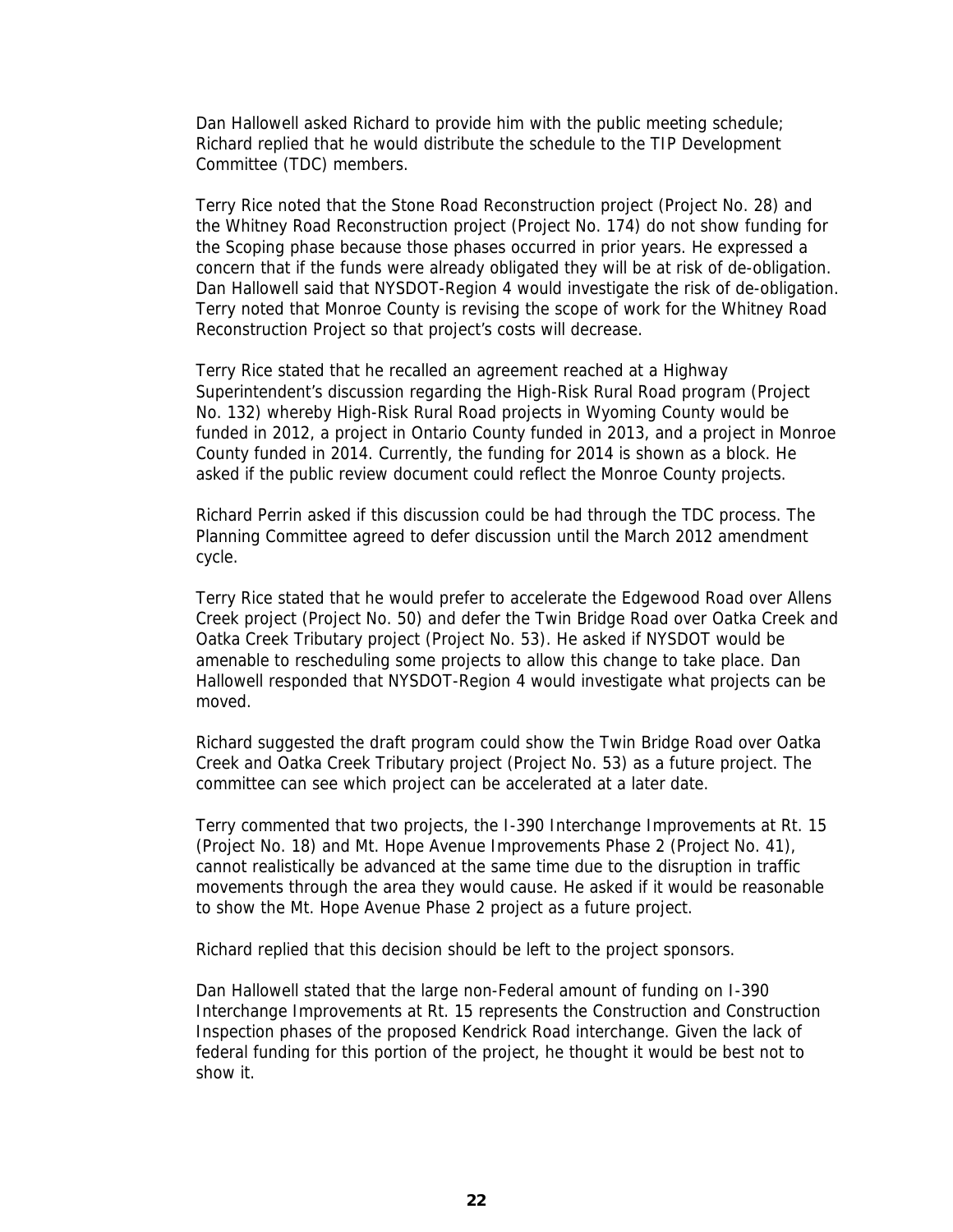Dan Hallowell asked Richard to provide him with the public meeting schedule; Richard replied that he would distribute the schedule to the TIP Development Committee (TDC) members.

Terry Rice noted that the Stone Road Reconstruction project (Project No. 28) and the Whitney Road Reconstruction project (Project No. 174) do not show funding for the Scoping phase because those phases occurred in prior years. He expressed a concern that if the funds were already obligated they will be at risk of de-obligation. Dan Hallowell said that NYSDOT-Region 4 would investigate the risk of de-obligation. Terry noted that Monroe County is revising the scope of work for the Whitney Road Reconstruction Project so that project's costs will decrease.

Terry Rice stated that he recalled an agreement reached at a Highway Superintendent's discussion regarding the High-Risk Rural Road program (Project No. 132) whereby High-Risk Rural Road projects in Wyoming County would be funded in 2012, a project in Ontario County funded in 2013, and a project in Monroe County funded in 2014. Currently, the funding for 2014 is shown as a block. He asked if the public review document could reflect the Monroe County projects.

Richard Perrin asked if this discussion could be had through the TDC process. The Planning Committee agreed to defer discussion until the March 2012 amendment cycle.

Terry Rice stated that he would prefer to accelerate the Edgewood Road over Allens Creek project (Project No. 50) and defer the Twin Bridge Road over Oatka Creek and Oatka Creek Tributary project (Project No. 53). He asked if NYSDOT would be amenable to rescheduling some projects to allow this change to take place. Dan Hallowell responded that NYSDOT-Region 4 would investigate what projects can be moved.

Richard suggested the draft program could show the Twin Bridge Road over Oatka Creek and Oatka Creek Tributary project (Project No. 53) as a future project. The committee can see which project can be accelerated at a later date.

Terry commented that two projects, the I-390 Interchange Improvements at Rt. 15 (Project No. 18) and Mt. Hope Avenue Improvements Phase 2 (Project No. 41), cannot realistically be advanced at the same time due to the disruption in traffic movements through the area they would cause. He asked if it would be reasonable to show the Mt. Hope Avenue Phase 2 project as a future project.

Richard replied that this decision should be left to the project sponsors.

Dan Hallowell stated that the large non-Federal amount of funding on I-390 Interchange Improvements at Rt. 15 represents the Construction and Construction Inspection phases of the proposed Kendrick Road interchange. Given the lack of federal funding for this portion of the project, he thought it would be best not to show it.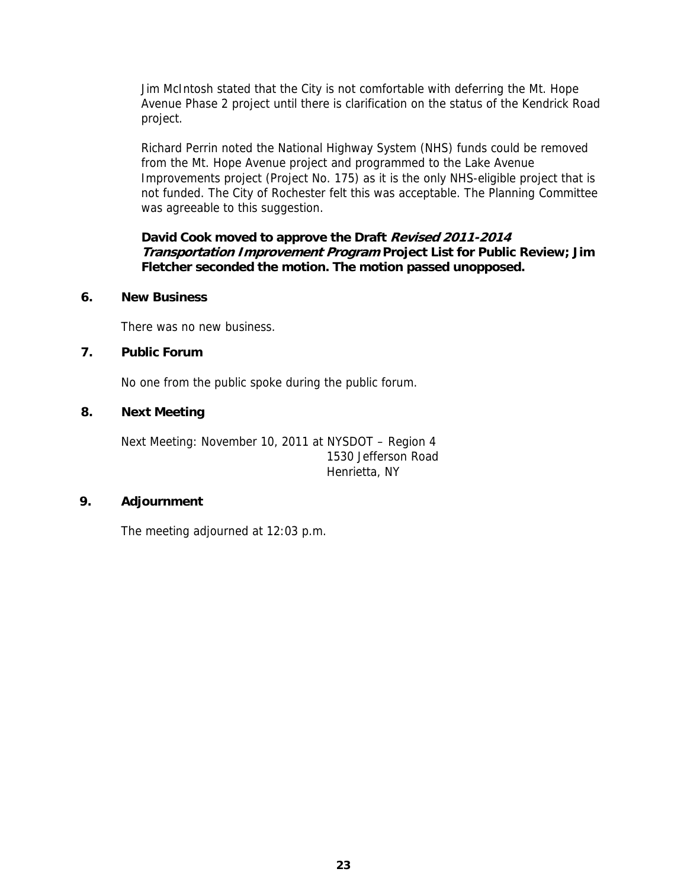Jim McIntosh stated that the City is not comfortable with deferring the Mt. Hope Avenue Phase 2 project until there is clarification on the status of the Kendrick Road project.

Richard Perrin noted the National Highway System (NHS) funds could be removed from the Mt. Hope Avenue project and programmed to the Lake Avenue Improvements project (Project No. 175) as it is the only NHS-eligible project that is not funded. The City of Rochester felt this was acceptable. The Planning Committee was agreeable to this suggestion.

**David Cook moved to approve the Draft *Revised 2011-2014 Transportation Improvement Program* Project List for Public Review; Jim Fletcher seconded the motion. The motion passed unopposed.**

## 6. New Business

There was no new business.

## 7. Public Forum

No one from the public spoke during the public forum.

## 8. Next Meeting

Next Meeting: November 10, 2011 at NYSDOT – Region 4
1530 Jefferson Road
Henrietta, NY

## 9. Adjournment

The meeting adjourned at 12:03 p.m.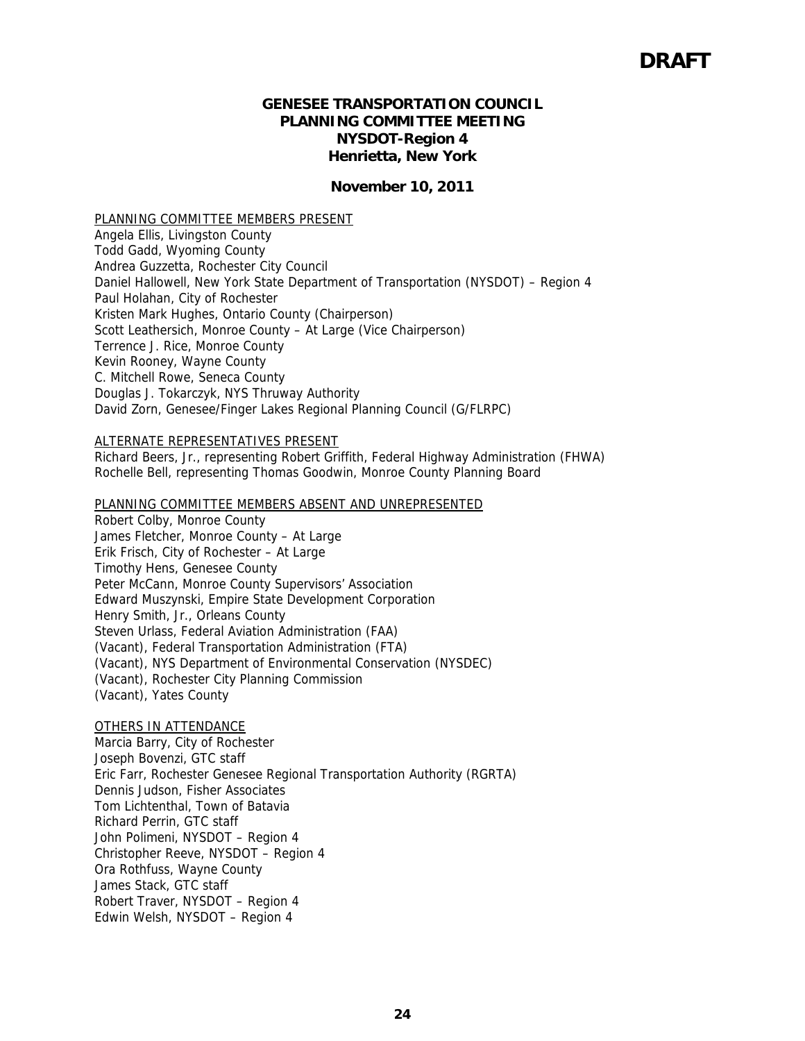**DRAFT**

# GENESEE TRANSPORTATION COUNCIL
# PLANNING COMMITTEE MEETING
## NYSDOT-Region 4
## Henrietta, New York

**November 10, 2011**

PLANNING COMMITTEE MEMBERS PRESENT

Angela Ellis, Livingston County
Todd Gadd, Wyoming County
Andrea Guzzetta, Rochester City Council
Daniel Hallowell, New York State Department of Transportation (NYSDOT) – Region 4
Paul Holahan, City of Rochester
Kristen Mark Hughes, Ontario County (Chairperson)
Scott Leathersich, Monroe County – At Large (Vice Chairperson)
Terrence J. Rice, Monroe County
Kevin Rooney, Wayne County
C. Mitchell Rowe, Seneca County
Douglas J. Tokarczyk, NYS Thruway Authority
David Zorn, Genesee/Finger Lakes Regional Planning Council (G/FLRPC)

ALTERNATE REPRESENTATIVES PRESENT

Richard Beers, Jr., representing Robert Griffith, Federal Highway Administration (FHWA)
Rochelle Bell, representing Thomas Goodwin, Monroe County Planning Board

PLANNING COMMITTEE MEMBERS ABSENT AND UNREPRESENTED

Robert Colby, Monroe County
James Fletcher, Monroe County – At Large
Erik Frisch, City of Rochester – At Large
Timothy Hens, Genesee County
Peter McCann, Monroe County Supervisors' Association
Edward Muszynski, Empire State Development Corporation
Henry Smith, Jr., Orleans County
Steven Urlass, Federal Aviation Administration (FAA)
(Vacant), Federal Transportation Administration (FTA)
(Vacant), NYS Department of Environmental Conservation (NYSDEC)
(Vacant), Rochester City Planning Commission
(Vacant), Yates County

OTHERS IN ATTENDANCE

Marcia Barry, City of Rochester
Joseph Bovenzi, GTC staff
Eric Farr, Rochester Genesee Regional Transportation Authority (RGRTA)
Dennis Judson, Fisher Associates
Tom Lichtenthal, Town of Batavia
Richard Perrin, GTC staff
John Polimeni, NYSDOT – Region 4
Christopher Reeve, NYSDOT – Region 4
Ora Rothfuss, Wayne County
James Stack, GTC staff
Robert Traver, NYSDOT – Region 4
Edwin Welsh, NYSDOT – Region 4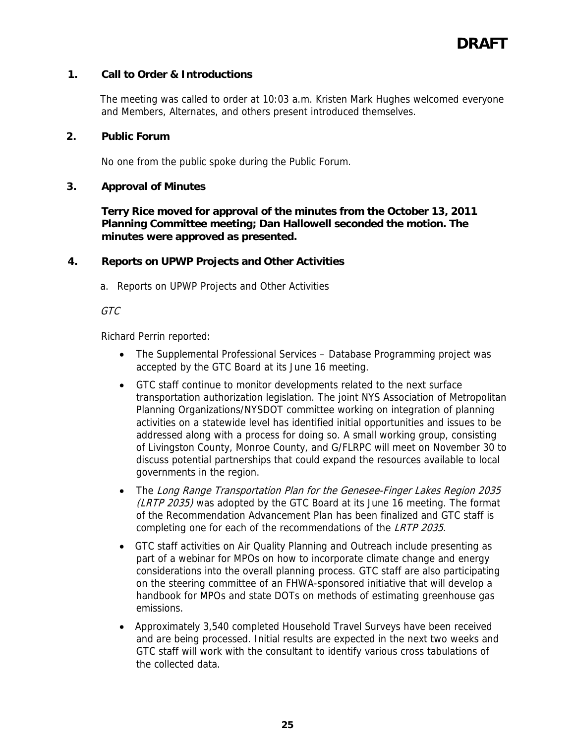**DRAFT**

## 1. Call to Order & Introductions

The meeting was called to order at 10:03 a.m. Kristen Mark Hughes welcomed everyone and Members, Alternates, and others present introduced themselves.

## 2. Public Forum

No one from the public spoke during the Public Forum.

## 3. Approval of Minutes

**Terry Rice moved for approval of the minutes from the October 13, 2011 Planning Committee meeting; Dan Hallowell seconded the motion. The minutes were approved as presented.**

## 4. Reports on UPWP Projects and Other Activities

a. Reports on UPWP Projects and Other Activities

*GTC*

Richard Perrin reported:

- The Supplemental Professional Services – Database Programming project was accepted by the GTC Board at its June 16 meeting.
- GTC staff continue to monitor developments related to the next surface transportation authorization legislation. The joint NYS Association of Metropolitan Planning Organizations/NYSDOT committee working on integration of planning activities on a statewide level has identified initial opportunities and issues to be addressed along with a process for doing so. A small working group, consisting of Livingston County, Monroe County, and G/FLRPC will meet on November 30 to discuss potential partnerships that could expand the resources available to local governments in the region.
- The *Long Range Transportation Plan for the Genesee-Finger Lakes Region 2035 (LRTP 2035)* was adopted by the GTC Board at its June 16 meeting. The format of the Recommendation Advancement Plan has been finalized and GTC staff is completing one for each of the recommendations of the *LRTP 2035*.
- GTC staff activities on Air Quality Planning and Outreach include presenting as part of a webinar for MPOs on how to incorporate climate change and energy considerations into the overall planning process. GTC staff are also participating on the steering committee of an FHWA-sponsored initiative that will develop a handbook for MPOs and state DOTs on methods of estimating greenhouse gas emissions.
- Approximately 3,540 completed Household Travel Surveys have been received and are being processed. Initial results are expected in the next two weeks and GTC staff will work with the consultant to identify various cross tabulations of the collected data.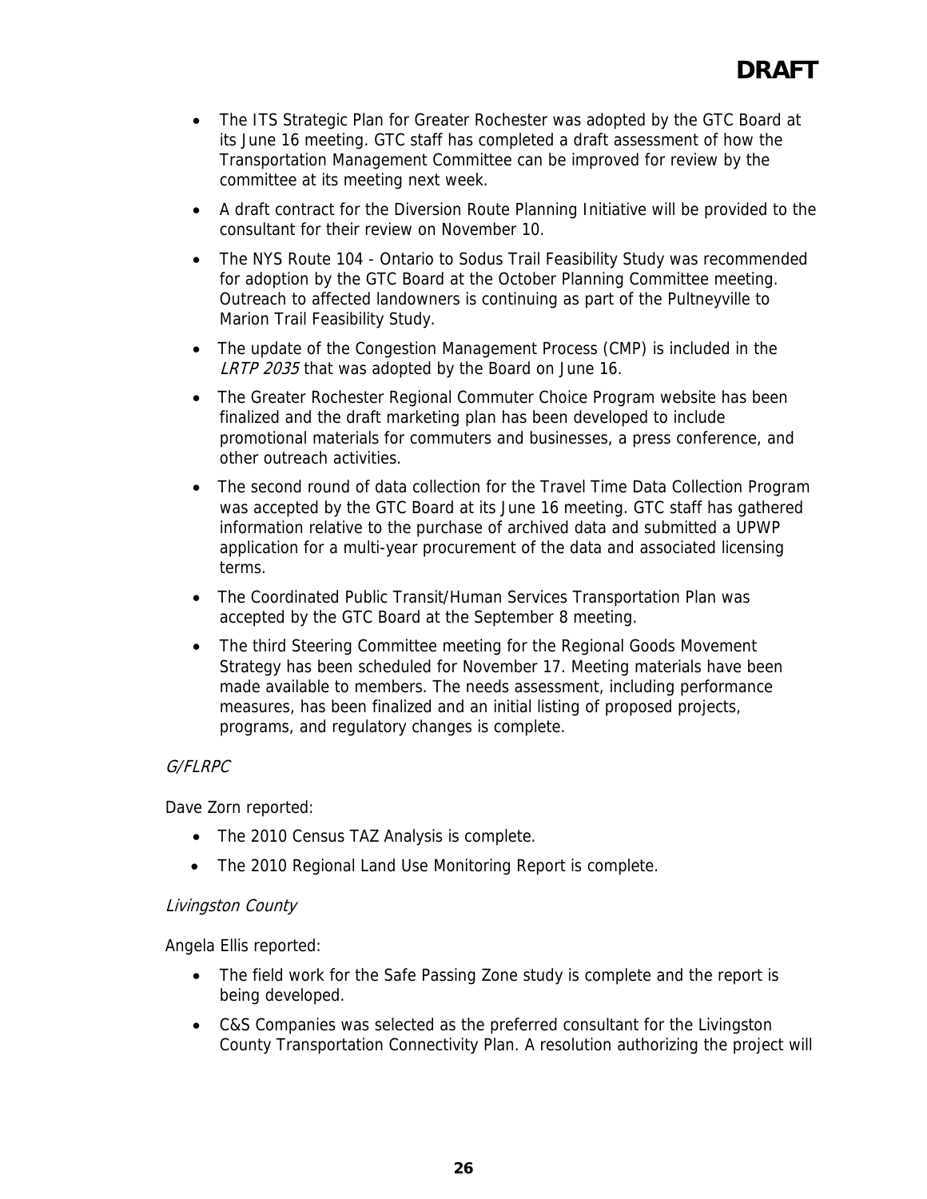**DRAFT**

- The ITS Strategic Plan for Greater Rochester was adopted by the GTC Board at its June 16 meeting. GTC staff has completed a draft assessment of how the Transportation Management Committee can be improved for review by the committee at its meeting next week.
- A draft contract for the Diversion Route Planning Initiative will be provided to the consultant for their review on November 10.
- The NYS Route 104 - Ontario to Sodus Trail Feasibility Study was recommended for adoption by the GTC Board at the October Planning Committee meeting. Outreach to affected landowners is continuing as part of the Pultneyville to Marion Trail Feasibility Study.
- The update of the Congestion Management Process (CMP) is included in the *LRTP 2035* that was adopted by the Board on June 16.
- The Greater Rochester Regional Commuter Choice Program website has been finalized and the draft marketing plan has been developed to include promotional materials for commuters and businesses, a press conference, and other outreach activities.
- The second round of data collection for the Travel Time Data Collection Program was accepted by the GTC Board at its June 16 meeting. GTC staff has gathered information relative to the purchase of archived data and submitted a UPWP application for a multi-year procurement of the data and associated licensing terms.
- The Coordinated Public Transit/Human Services Transportation Plan was accepted by the GTC Board at the September 8 meeting.
- The third Steering Committee meeting for the Regional Goods Movement Strategy has been scheduled for November 17. Meeting materials have been made available to members. The needs assessment, including performance measures, has been finalized and an initial listing of proposed projects, programs, and regulatory changes is complete.

*G/FLRPC*

Dave Zorn reported:

- The 2010 Census TAZ Analysis is complete.
- The 2010 Regional Land Use Monitoring Report is complete.

*Livingston County*

Angela Ellis reported:

- The field work for the Safe Passing Zone study is complete and the report is being developed.
- C&S Companies was selected as the preferred consultant for the Livingston County Transportation Connectivity Plan. A resolution authorizing the project will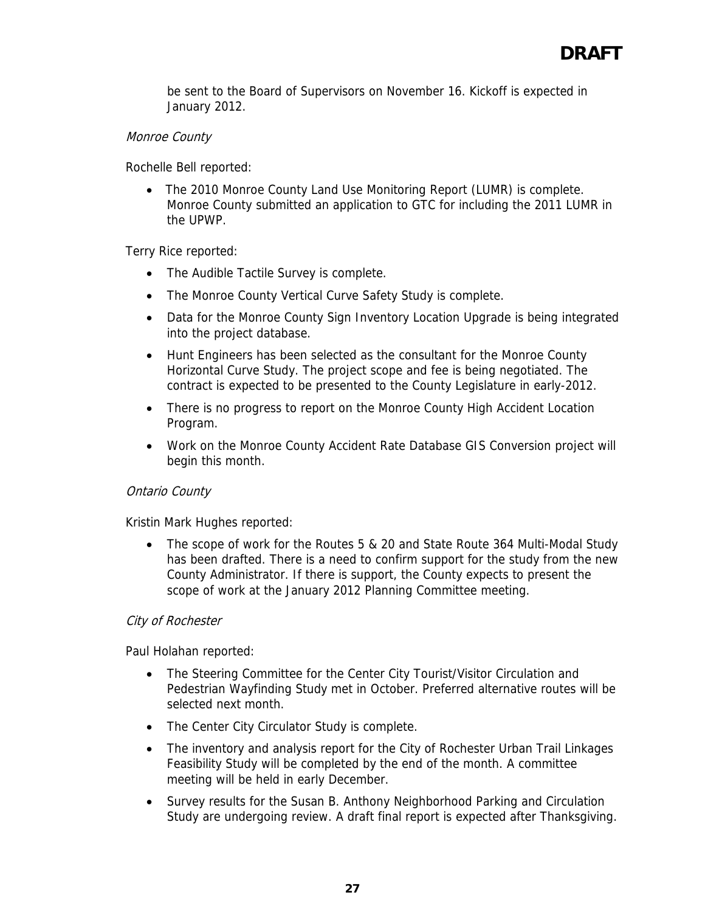be sent to the Board of Supervisors on November 16. Kickoff is expected in January 2012.

*Monroe County*

Rochelle Bell reported:

- The 2010 Monroe County Land Use Monitoring Report (LUMR) is complete. Monroe County submitted an application to GTC for including the 2011 LUMR in the UPWP.

Terry Rice reported:

- The Audible Tactile Survey is complete.
- The Monroe County Vertical Curve Safety Study is complete.
- Data for the Monroe County Sign Inventory Location Upgrade is being integrated into the project database.
- Hunt Engineers has been selected as the consultant for the Monroe County Horizontal Curve Study. The project scope and fee is being negotiated. The contract is expected to be presented to the County Legislature in early-2012.
- There is no progress to report on the Monroe County High Accident Location Program.
- Work on the Monroe County Accident Rate Database GIS Conversion project will begin this month.

*Ontario County*

Kristin Mark Hughes reported:

- The scope of work for the Routes 5 & 20 and State Route 364 Multi-Modal Study has been drafted. There is a need to confirm support for the study from the new County Administrator. If there is support, the County expects to present the scope of work at the January 2012 Planning Committee meeting.

*City of Rochester*

Paul Holahan reported:

- The Steering Committee for the Center City Tourist/Visitor Circulation and Pedestrian Wayfinding Study met in October. Preferred alternative routes will be selected next month.
- The Center City Circulator Study is complete.
- The inventory and analysis report for the City of Rochester Urban Trail Linkages Feasibility Study will be completed by the end of the month. A committee meeting will be held in early December.
- Survey results for the Susan B. Anthony Neighborhood Parking and Circulation Study are undergoing review. A draft final report is expected after Thanksgiving.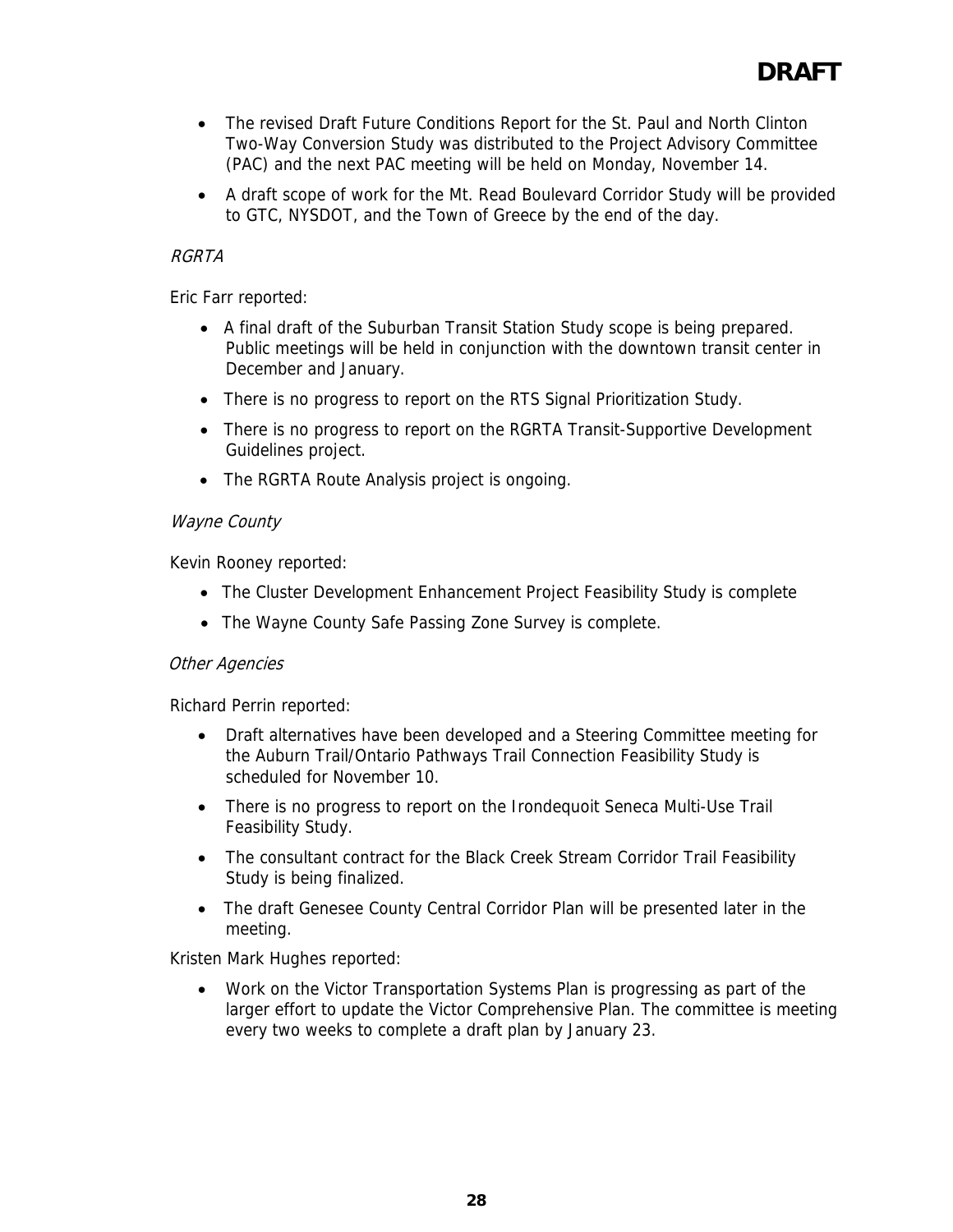**DRAFT**

- The revised Draft Future Conditions Report for the St. Paul and North Clinton Two-Way Conversion Study was distributed to the Project Advisory Committee (PAC) and the next PAC meeting will be held on Monday, November 14.
- A draft scope of work for the Mt. Read Boulevard Corridor Study will be provided to GTC, NYSDOT, and the Town of Greece by the end of the day.

*RGRTA*

Eric Farr reported:

- A final draft of the Suburban Transit Station Study scope is being prepared. Public meetings will be held in conjunction with the downtown transit center in December and January.
- There is no progress to report on the RTS Signal Prioritization Study.
- There is no progress to report on the RGRTA Transit-Supportive Development Guidelines project.
- The RGRTA Route Analysis project is ongoing.

*Wayne County*

Kevin Rooney reported:

- The Cluster Development Enhancement Project Feasibility Study is complete
- The Wayne County Safe Passing Zone Survey is complete.

*Other Agencies*

Richard Perrin reported:

- Draft alternatives have been developed and a Steering Committee meeting for the Auburn Trail/Ontario Pathways Trail Connection Feasibility Study is scheduled for November 10.
- There is no progress to report on the Irondequoit Seneca Multi-Use Trail Feasibility Study.
- The consultant contract for the Black Creek Stream Corridor Trail Feasibility Study is being finalized.
- The draft Genesee County Central Corridor Plan will be presented later in the meeting.

Kristen Mark Hughes reported:

- Work on the Victor Transportation Systems Plan is progressing as part of the larger effort to update the Victor Comprehensive Plan. The committee is meeting every two weeks to complete a draft plan by January 23.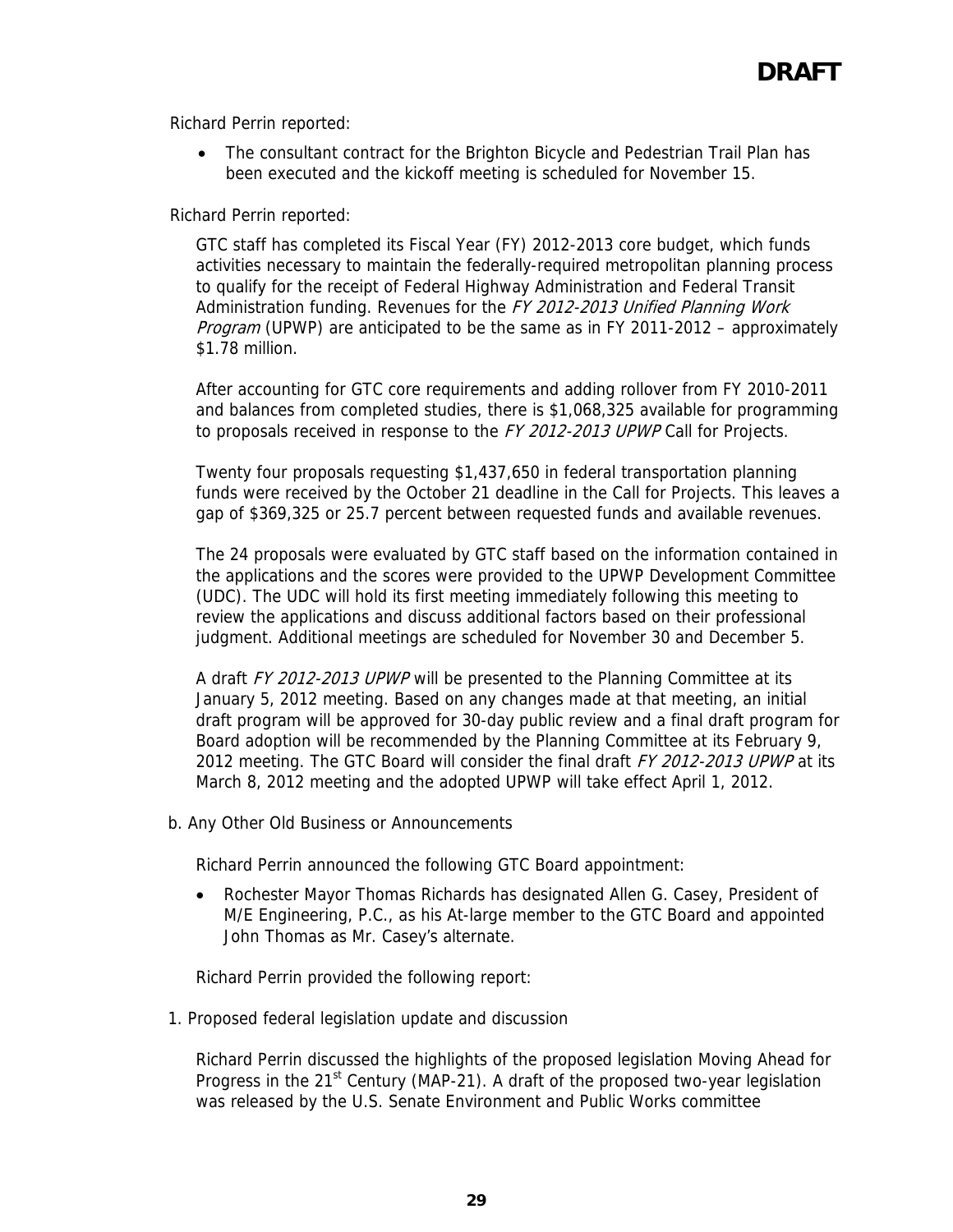**DRAFT**

Richard Perrin reported:

- The consultant contract for the Brighton Bicycle and Pedestrian Trail Plan has been executed and the kickoff meeting is scheduled for November 15.

Richard Perrin reported:

GTC staff has completed its Fiscal Year (FY) 2012-2013 core budget, which funds activities necessary to maintain the federally-required metropolitan planning process to qualify for the receipt of Federal Highway Administration and Federal Transit Administration funding. Revenues for the *FY 2012-2013 Unified Planning Work Program* (UPWP) are anticipated to be the same as in FY 2011-2012 – approximately $1.78 million.

After accounting for GTC core requirements and adding rollover from FY 2010-2011 and balances from completed studies, there is $1,068,325 available for programming to proposals received in response to the *FY 2012-2013 UPWP* Call for Projects.

Twenty four proposals requesting $1,437,650 in federal transportation planning funds were received by the October 21 deadline in the Call for Projects. This leaves a gap of $369,325 or 25.7 percent between requested funds and available revenues.

The 24 proposals were evaluated by GTC staff based on the information contained in the applications and the scores were provided to the UPWP Development Committee (UDC). The UDC will hold its first meeting immediately following this meeting to review the applications and discuss additional factors based on their professional judgment. Additional meetings are scheduled for November 30 and December 5.

A draft *FY 2012-2013 UPWP* will be presented to the Planning Committee at its January 5, 2012 meeting. Based on any changes made at that meeting, an initial draft program will be approved for 30-day public review and a final draft program for Board adoption will be recommended by the Planning Committee at its February 9, 2012 meeting. The GTC Board will consider the final draft *FY 2012-2013 UPWP* at its March 8, 2012 meeting and the adopted UPWP will take effect April 1, 2012.

b. Any Other Old Business or Announcements

Richard Perrin announced the following GTC Board appointment:

- Rochester Mayor Thomas Richards has designated Allen G. Casey, President of M/E Engineering, P.C., as his At-large member to the GTC Board and appointed John Thomas as Mr. Casey's alternate.

Richard Perrin provided the following report:

1. Proposed federal legislation update and discussion

Richard Perrin discussed the highlights of the proposed legislation Moving Ahead for Progress in the 21st Century (MAP-21). A draft of the proposed two-year legislation was released by the U.S. Senate Environment and Public Works committee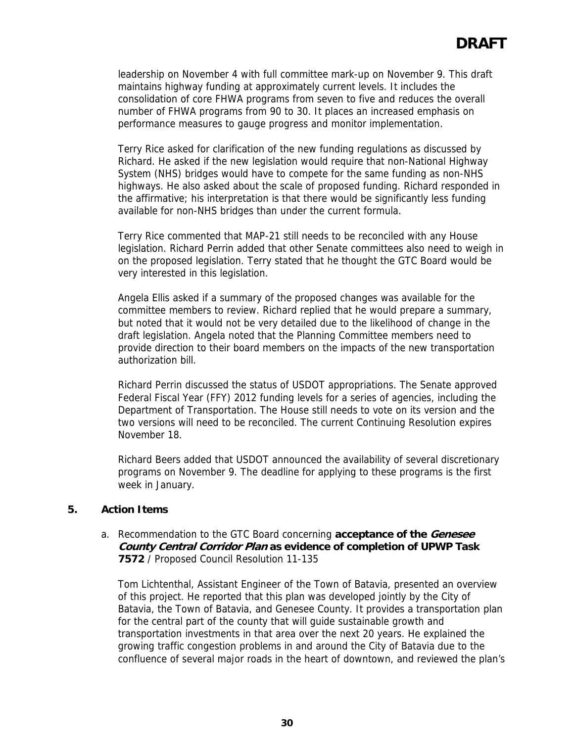# DRAFT

leadership on November 4 with full committee mark-up on November 9. This draft maintains highway funding at approximately current levels. It includes the consolidation of core FHWA programs from seven to five and reduces the overall number of FHWA programs from 90 to 30. It places an increased emphasis on performance measures to gauge progress and monitor implementation.

Terry Rice asked for clarification of the new funding regulations as discussed by Richard. He asked if the new legislation would require that non-National Highway System (NHS) bridges would have to compete for the same funding as non-NHS highways. He also asked about the scale of proposed funding. Richard responded in the affirmative; his interpretation is that there would be significantly less funding available for non-NHS bridges than under the current formula.

Terry Rice commented that MAP-21 still needs to be reconciled with any House legislation. Richard Perrin added that other Senate committees also need to weigh in on the proposed legislation. Terry stated that he thought the GTC Board would be very interested in this legislation.

Angela Ellis asked if a summary of the proposed changes was available for the committee members to review. Richard replied that he would prepare a summary, but noted that it would not be very detailed due to the likelihood of change in the draft legislation. Angela noted that the Planning Committee members need to provide direction to their board members on the impacts of the new transportation authorization bill.

Richard Perrin discussed the status of USDOT appropriations. The Senate approved Federal Fiscal Year (FFY) 2012 funding levels for a series of agencies, including the Department of Transportation. The House still needs to vote on its version and the two versions will need to be reconciled. The current Continuing Resolution expires November 18.

Richard Beers added that USDOT announced the availability of several discretionary programs on November 9. The deadline for applying to these programs is the first week in January.

## 5. Action Items

a. Recommendation to the GTC Board concerning **acceptance of the *Genesee County Central Corridor Plan* as evidence of completion of UPWP Task 7572** / Proposed Council Resolution 11-135

Tom Lichtenthal, Assistant Engineer of the Town of Batavia, presented an overview of this project. He reported that this plan was developed jointly by the City of Batavia, the Town of Batavia, and Genesee County. It provides a transportation plan for the central part of the county that will guide sustainable growth and transportation investments in that area over the next 20 years. He explained the growing traffic congestion problems in and around the City of Batavia due to the confluence of several major roads in the heart of downtown, and reviewed the plan's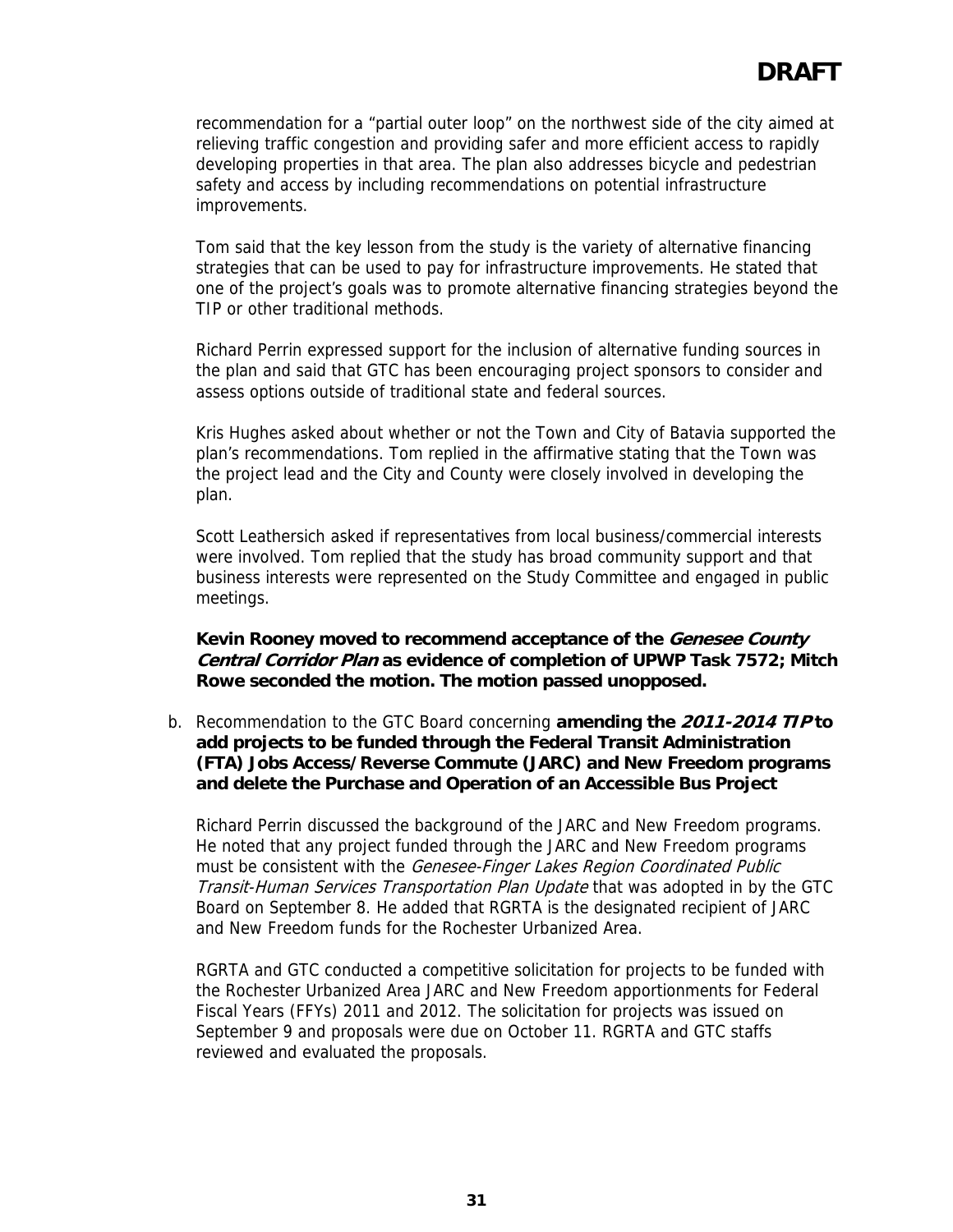**DRAFT**

recommendation for a "partial outer loop" on the northwest side of the city aimed at relieving traffic congestion and providing safer and more efficient access to rapidly developing properties in that area. The plan also addresses bicycle and pedestrian safety and access by including recommendations on potential infrastructure improvements.

Tom said that the key lesson from the study is the variety of alternative financing strategies that can be used to pay for infrastructure improvements. He stated that one of the project's goals was to promote alternative financing strategies beyond the TIP or other traditional methods.

Richard Perrin expressed support for the inclusion of alternative funding sources in the plan and said that GTC has been encouraging project sponsors to consider and assess options outside of traditional state and federal sources.

Kris Hughes asked about whether or not the Town and City of Batavia supported the plan's recommendations. Tom replied in the affirmative stating that the Town was the project lead and the City and County were closely involved in developing the plan.

Scott Leathersich asked if representatives from local business/commercial interests were involved. Tom replied that the study has broad community support and that business interests were represented on the Study Committee and engaged in public meetings.

**Kevin Rooney moved to recommend acceptance of the *Genesee County Central Corridor Plan* as evidence of completion of UPWP Task 7572; Mitch Rowe seconded the motion. The motion passed unopposed.**

b. Recommendation to the GTC Board concerning **amending the *2011-2014 TIP* to add projects to be funded through the Federal Transit Administration (FTA) Jobs Access/Reverse Commute (JARC) and New Freedom programs and delete the Purchase and Operation of an Accessible Bus Project**

   Richard Perrin discussed the background of the JARC and New Freedom programs. He noted that any project funded through the JARC and New Freedom programs must be consistent with the *Genesee-Finger Lakes Region Coordinated Public Transit-Human Services Transportation Plan Update* that was adopted in by the GTC Board on September 8. He added that RGRTA is the designated recipient of JARC and New Freedom funds for the Rochester Urbanized Area.

   RGRTA and GTC conducted a competitive solicitation for projects to be funded with the Rochester Urbanized Area JARC and New Freedom apportionments for Federal Fiscal Years (FFYs) 2011 and 2012. The solicitation for projects was issued on September 9 and proposals were due on October 11. RGRTA and GTC staffs reviewed and evaluated the proposals.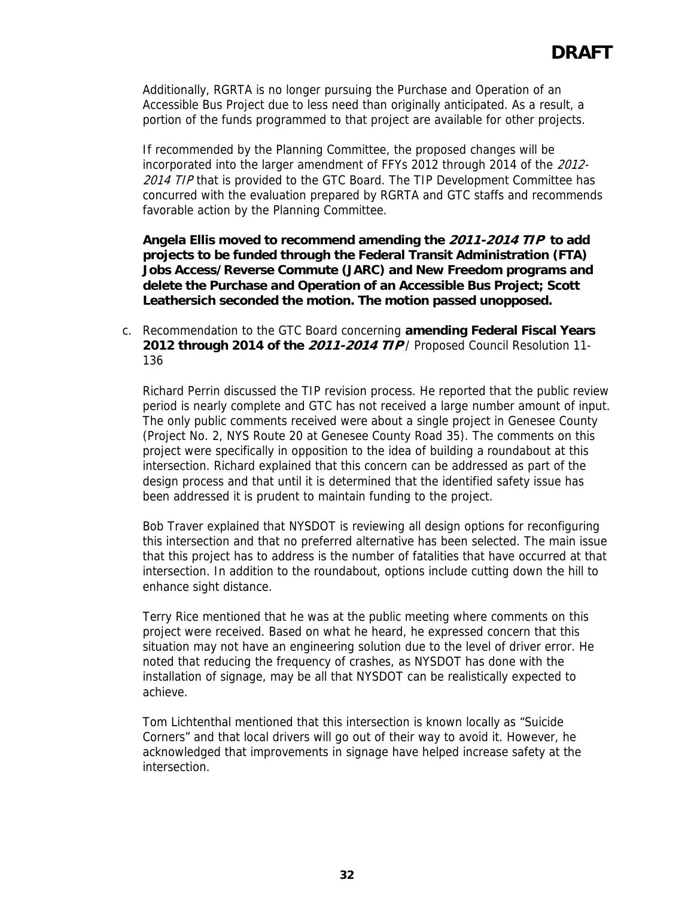**DRAFT**

Additionally, RGRTA is no longer pursuing the Purchase and Operation of an Accessible Bus Project due to less need than originally anticipated. As a result, a portion of the funds programmed to that project are available for other projects.

If recommended by the Planning Committee, the proposed changes will be incorporated into the larger amendment of FFYs 2012 through 2014 of the *2012-2014 TIP* that is provided to the GTC Board. The TIP Development Committee has concurred with the evaluation prepared by RGRTA and GTC staffs and recommends favorable action by the Planning Committee.

**Angela Ellis moved to recommend amending the *2011-2014 TIP* to add projects to be funded through the Federal Transit Administration (FTA) Jobs Access/Reverse Commute (JARC) and New Freedom programs and delete the Purchase and Operation of an Accessible Bus Project; Scott Leathersich seconded the motion. The motion passed unopposed.**

c. Recommendation to the GTC Board concerning **amending Federal Fiscal Years 2012 through 2014 of the *2011-2014 TIP*** / Proposed Council Resolution 11-136

Richard Perrin discussed the TIP revision process. He reported that the public review period is nearly complete and GTC has not received a large number amount of input. The only public comments received were about a single project in Genesee County (Project No. 2, NYS Route 20 at Genesee County Road 35). The comments on this project were specifically in opposition to the idea of building a roundabout at this intersection. Richard explained that this concern can be addressed as part of the design process and that until it is determined that the identified safety issue has been addressed it is prudent to maintain funding to the project.

Bob Traver explained that NYSDOT is reviewing all design options for reconfiguring this intersection and that no preferred alternative has been selected. The main issue that this project has to address is the number of fatalities that have occurred at that intersection. In addition to the roundabout, options include cutting down the hill to enhance sight distance.

Terry Rice mentioned that he was at the public meeting where comments on this project were received. Based on what he heard, he expressed concern that this situation may not have an engineering solution due to the level of driver error. He noted that reducing the frequency of crashes, as NYSDOT has done with the installation of signage, may be all that NYSDOT can be realistically expected to achieve.

Tom Lichtenthal mentioned that this intersection is known locally as "Suicide Corners" and that local drivers will go out of their way to avoid it. However, he acknowledged that improvements in signage have helped increase safety at the intersection.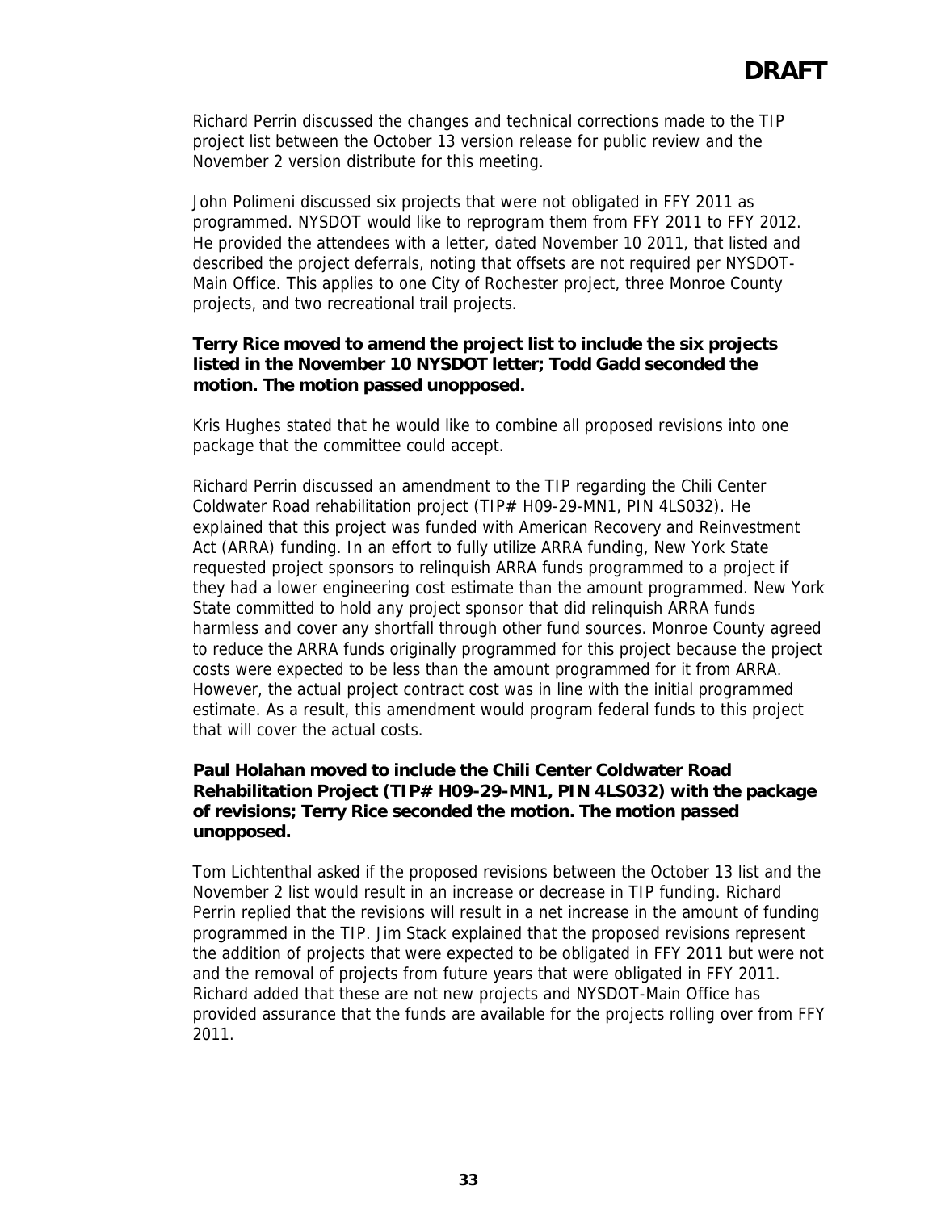**DRAFT**

Richard Perrin discussed the changes and technical corrections made to the TIP project list between the October 13 version release for public review and the November 2 version distribute for this meeting.

John Polimeni discussed six projects that were not obligated in FFY 2011 as programmed. NYSDOT would like to reprogram them from FFY 2011 to FFY 2012. He provided the attendees with a letter, dated November 10 2011, that listed and described the project deferrals, noting that offsets are not required per NYSDOT-Main Office. This applies to one City of Rochester project, three Monroe County projects, and two recreational trail projects.

**Terry Rice moved to amend the project list to include the six projects listed in the November 10 NYSDOT letter; Todd Gadd seconded the motion. The motion passed unopposed.**

Kris Hughes stated that he would like to combine all proposed revisions into one package that the committee could accept.

Richard Perrin discussed an amendment to the TIP regarding the Chili Center Coldwater Road rehabilitation project (TIP# H09-29-MN1, PIN 4LS032). He explained that this project was funded with American Recovery and Reinvestment Act (ARRA) funding. In an effort to fully utilize ARRA funding, New York State requested project sponsors to relinquish ARRA funds programmed to a project if they had a lower engineering cost estimate than the amount programmed. New York State committed to hold any project sponsor that did relinquish ARRA funds harmless and cover any shortfall through other fund sources. Monroe County agreed to reduce the ARRA funds originally programmed for this project because the project costs were expected to be less than the amount programmed for it from ARRA. However, the actual project contract cost was in line with the initial programmed estimate. As a result, this amendment would program federal funds to this project that will cover the actual costs.

**Paul Holahan moved to include the Chili Center Coldwater Road Rehabilitation Project (TIP# H09-29-MN1, PIN 4LS032) with the package of revisions; Terry Rice seconded the motion. The motion passed unopposed.**

Tom Lichtenthal asked if the proposed revisions between the October 13 list and the November 2 list would result in an increase or decrease in TIP funding. Richard Perrin replied that the revisions will result in a net increase in the amount of funding programmed in the TIP. Jim Stack explained that the proposed revisions represent the addition of projects that were expected to be obligated in FFY 2011 but were not and the removal of projects from future years that were obligated in FFY 2011. Richard added that these are not new projects and NYSDOT-Main Office has provided assurance that the funds are available for the projects rolling over from FFY 2011.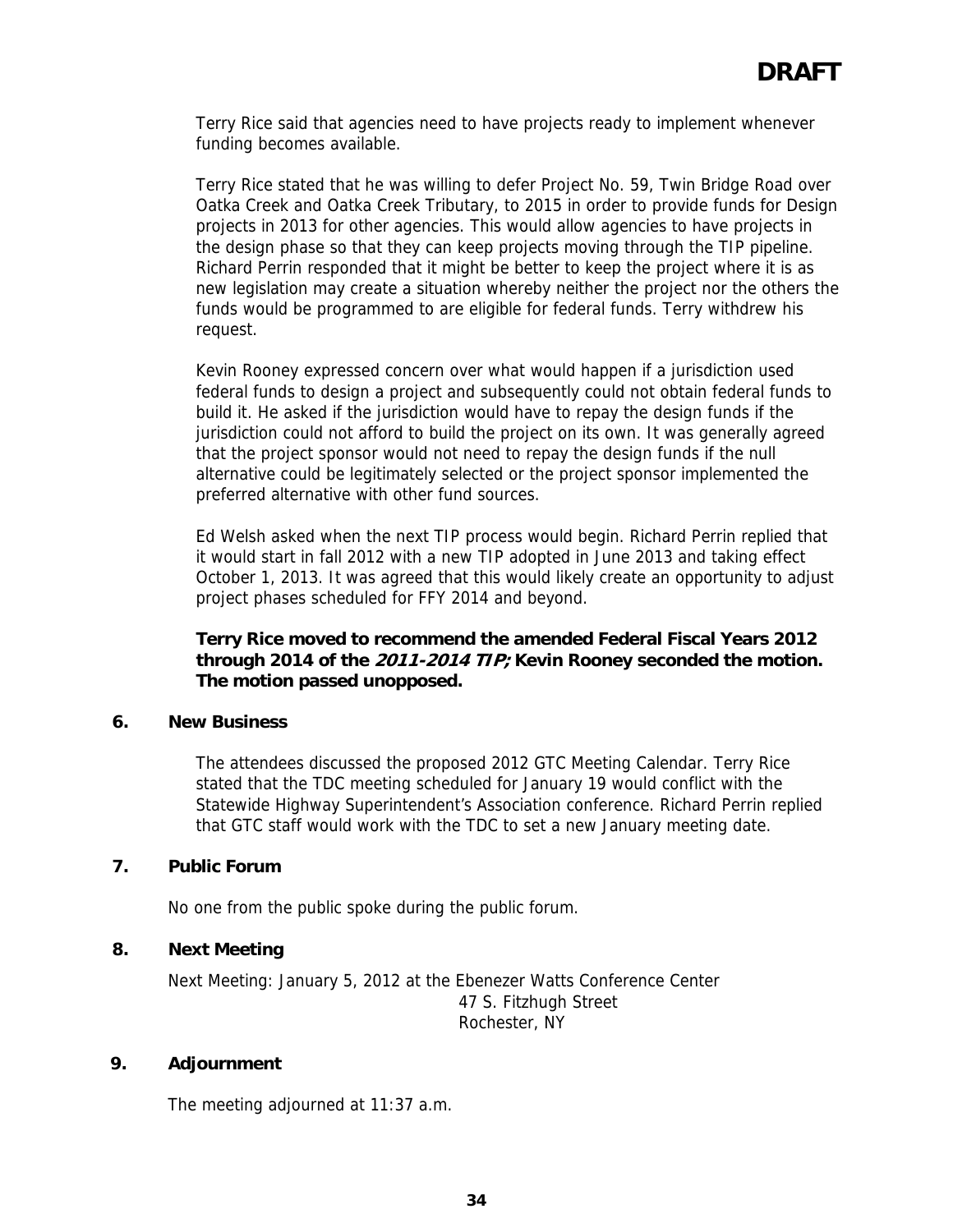**DRAFT**

Terry Rice said that agencies need to have projects ready to implement whenever funding becomes available.

Terry Rice stated that he was willing to defer Project No. 59, Twin Bridge Road over Oatka Creek and Oatka Creek Tributary, to 2015 in order to provide funds for Design projects in 2013 for other agencies. This would allow agencies to have projects in the design phase so that they can keep projects moving through the TIP pipeline. Richard Perrin responded that it might be better to keep the project where it is as new legislation may create a situation whereby neither the project nor the others the funds would be programmed to are eligible for federal funds. Terry withdrew his request.

Kevin Rooney expressed concern over what would happen if a jurisdiction used federal funds to design a project and subsequently could not obtain federal funds to build it. He asked if the jurisdiction would have to repay the design funds if the jurisdiction could not afford to build the project on its own. It was generally agreed that the project sponsor would not need to repay the design funds if the null alternative could be legitimately selected or the project sponsor implemented the preferred alternative with other fund sources.

Ed Welsh asked when the next TIP process would begin. Richard Perrin replied that it would start in fall 2012 with a new TIP adopted in June 2013 and taking effect October 1, 2013. It was agreed that this would likely create an opportunity to adjust project phases scheduled for FFY 2014 and beyond.

**Terry Rice moved to recommend the amended Federal Fiscal Years 2012 through 2014 of the *2011-2014 TIP;* Kevin Rooney seconded the motion. The motion passed unopposed.**

## 6. New Business

The attendees discussed the proposed 2012 GTC Meeting Calendar. Terry Rice stated that the TDC meeting scheduled for January 19 would conflict with the Statewide Highway Superintendent's Association conference. Richard Perrin replied that GTC staff would work with the TDC to set a new January meeting date.

## 7. Public Forum

No one from the public spoke during the public forum.

## 8. Next Meeting

Next Meeting: January 5, 2012 at the Ebenezer Watts Conference Center
47 S. Fitzhugh Street
Rochester, NY

## 9. Adjournment

The meeting adjourned at 11:37 a.m.